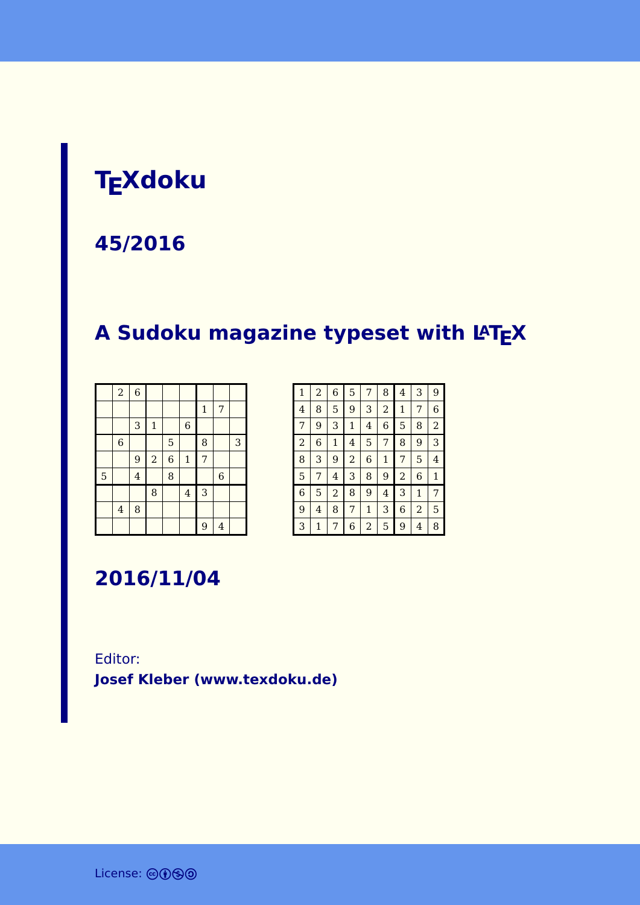# TEXdoku

## 45/2016

## A Sudoku magazine typeset with LATEX

|   |   |   |   |   |   |   |   |   |
|---|---|---|---|---|---|---|---|---|
|   | 2 | 6 |   |   |   |   |   |   |
|   |   |   |   |   |   | 1 | 7 |   |
|   |   | 3 | 1 |   | 6 |   |   |   |
|   | 6 |   |   | 5 |   | 8 |   | 3 |
|   |   | 9 | 2 | 6 | 1 | 7 |   |   |
| 5 |   | 4 |   | 8 |   |   | 6 |   |
|   |   |   | 8 |   | 4 | 3 |   |   |
|   | 4 | 8 |   |   |   |   |   |   |
|   |   |   |   |   |   | 9 | 4 |   |

|   |   |   |   |   |   |   |   |   |
|---|---|---|---|---|---|---|---|---|
| 1 | 2 | 6 | 5 | 7 | 8 | 4 | 3 | 9 |
| 4 | 8 | 5 | 9 | 3 | 2 | 1 | 7 | 6 |
| 7 | 9 | 3 | 1 | 4 | 6 | 5 | 8 | 2 |
| 2 | 6 | 1 | 4 | 5 | 7 | 8 | 9 | 3 |
| 8 | 3 | 9 | 2 | 6 | 1 | 7 | 5 | 4 |
| 5 | 7 | 4 | 3 | 8 | 9 | 2 | 6 | 1 |
| 6 | 5 | 2 | 8 | 9 | 4 | 3 | 1 | 7 |
| 9 | 4 | 8 | 7 | 1 | 3 | 6 | 2 | 5 |
| 3 | 1 | 7 | 6 | 2 | 5 | 9 | 4 | 8 |

## 2016/11/04

Editor:
**Josef Kleber (www.texdoku.de)**

License: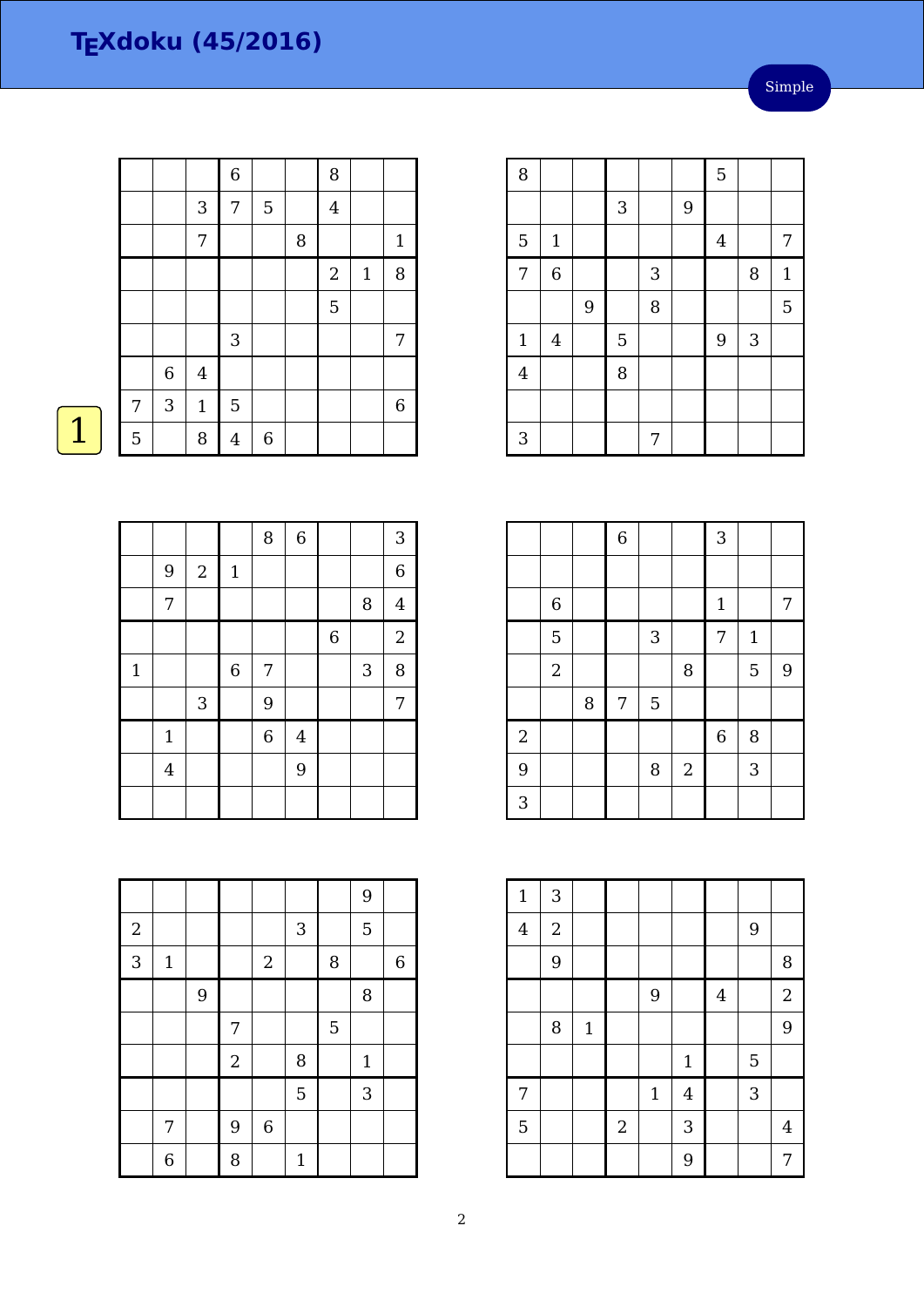# TEXdoku (45/2016)

Simple

1

| | | | | | | | | |
|---|---|---|---|---|---|---|---|---|
| | | | 6 | | | 8 | | |
| | | 3 | 7 | 5 | | 4 | | |
| | | 7 | | | 8 | | | 1 |
| | | | | | | 2 | 1 | 8 |
| | | | | | | 5 | | |
| | | | 3 | | | | | 7 |
| | 6 | 4 | | | | | | |
| 7 | 3 | 1 | 5 | | | | | 6 |
| 5 | | 8 | 4 | 6 | | | | |

| | | | | | | | | |
|---|---|---|---|---|---|---|---|---|
| 8 | | | | | | 5 | | |
| | | | 3 | | 9 | | | |
| 5 | 1 | | | | | 4 | | 7 |
| 7 | 6 | | | 3 | | | 8 | 1 |
| | | 9 | | 8 | | | | 5 |
| 1 | 4 | | 5 | | | 9 | 3 | |
| 4 | | | 8 | | | | | |
| | | | | | | | | |
| 3 | | | | 7 | | | | |

| | | | | | | | | |
|---|---|---|---|---|---|---|---|---|
| | | | | 8 | 6 | | | 3 |
| | 9 | 2 | 1 | | | | | 6 |
| | 7 | | | | | | 8 | 4 |
| | | | | | | 6 | | 2 |
| 1 | | | 6 | 7 | | | 3 | 8 |
| | | 3 | | 9 | | | | 7 |
| | 1 | | | 6 | 4 | | | |
| | 4 | | | | 9 | | | |
| | | | | | | | | |

| | | | | | | | | |
|---|---|---|---|---|---|---|---|---|
| | | | 6 | | | 3 | | |
| | | | | | | | | |
| | 6 | | | | | 1 | | 7 |
| | 5 | | | 3 | | 7 | 1 | |
| | 2 | | | | 8 | | 5 | 9 |
| | | 8 | 7 | 5 | | | | |
| 2 | | | | | | 6 | 8 | |
| 9 | | | | 8 | 2 | | 3 | |
| 3 | | | | | | | | |

| | | | | | | | | |
|---|---|---|---|---|---|---|---|---|
| | | | | | | | 9 | |
| 2 | | | | | 3 | | 5 | |
| 3 | 1 | | | 2 | | 8 | | 6 |
| | | 9 | | | | | 8 | |
| | | | 7 | | | 5 | | |
| | | | 2 | | 8 | | 1 | |
| | | | | | 5 | | 3 | |
| | 7 | | 9 | 6 | | | | |
| | 6 | | 8 | | 1 | | | |

| | | | | | | | | |
|---|---|---|---|---|---|---|---|---|
| 1 | 3 | | | | | | | |
| 4 | 2 | | | | | | 9 | |
| | 9 | | | | | | | 8 |
| | | | | 9 | | 4 | | 2 |
| | 8 | 1 | | | | | | 9 |
| | | | | | 1 | | 5 | |
| 7 | | | | 1 | 4 | | 3 | |
| 5 | | | 2 | | 3 | | | 4 |
| | | | | | 9 | | | 7 |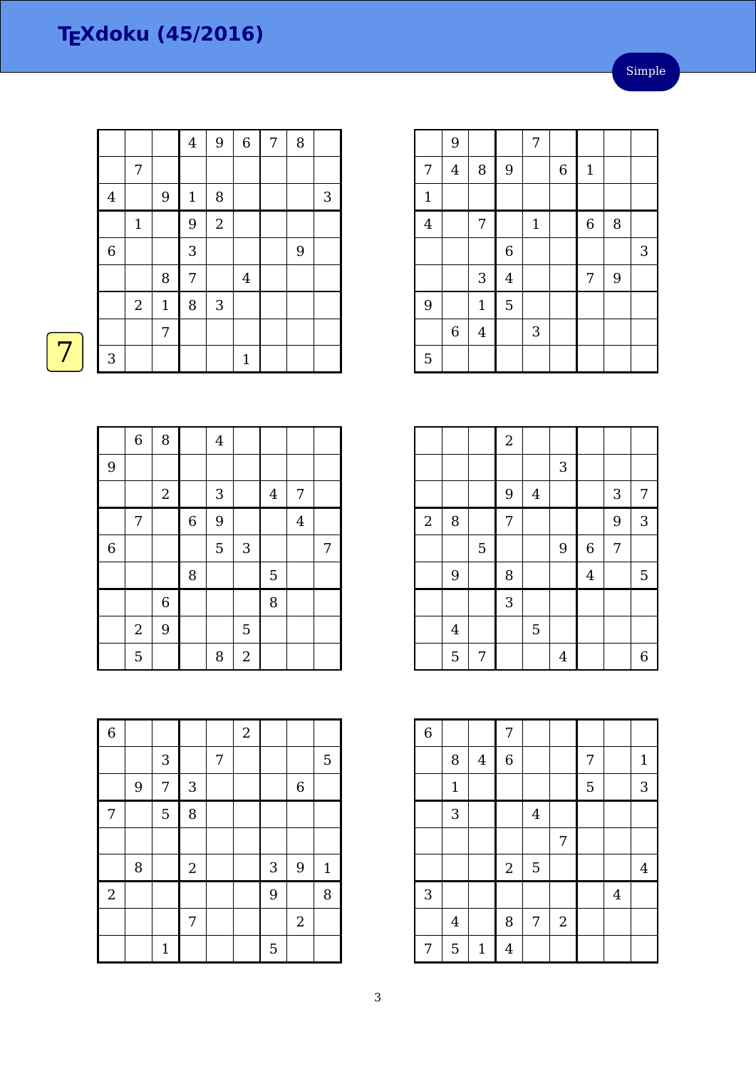# TEXdoku (45/2016)

Simple

7

|   |   |   |   |   |   |   |   |   |
|---|---|---|---|---|---|---|---|---|
|   |   |   | 4 | 9 | 6 | 7 | 8 |   |
|   | 7 |   |   |   |   |   |   |   |
| 4 |   | 9 | 1 | 8 |   |   |   | 3 |
|   | 1 |   | 9 | 2 |   |   |   |   |
| 6 |   |   | 3 |   |   |   | 9 |   |
|   |   | 8 | 7 |   | 4 |   |   |   |
|   | 2 | 1 | 8 | 3 |   |   |   |   |
|   |   | 7 |   |   |   |   |   |   |
| 3 |   |   |   |   | 1 |   |   |   |

|   |   |   |   |   |   |   |   |   |
|---|---|---|---|---|---|---|---|---|
|   | 9 |   |   | 7 |   |   |   |   |
| 7 | 4 | 8 | 9 |   | 6 | 1 |   |   |
| 1 |   |   |   |   |   |   |   |   |
| 4 |   | 7 |   | 1 |   | 6 | 8 |   |
|   |   |   | 6 |   |   |   |   | 3 |
|   |   | 3 | 4 |   |   | 7 | 9 |   |
| 9 |   | 1 | 5 |   |   |   |   |   |
|   | 6 | 4 |   | 3 |   |   |   |   |
| 5 |   |   |   |   |   |   |   |   |

|   |   |   |   |   |   |   |   |   |
|---|---|---|---|---|---|---|---|---|
|   | 6 | 8 |   | 4 |   |   |   |   |
| 9 |   |   |   |   |   |   |   |   |
|   |   | 2 |   | 3 |   | 4 | 7 |   |
|   | 7 |   | 6 | 9 |   |   | 4 |   |
| 6 |   |   |   | 5 | 3 |   |   | 7 |
|   |   |   | 8 |   |   | 5 |   |   |
|   |   | 6 |   |   |   | 8 |   |   |
|   | 2 | 9 |   |   | 5 |   |   |   |
|   | 5 |   |   | 8 | 2 |   |   |   |

|   |   |   |   |   |   |   |   |   |
|---|---|---|---|---|---|---|---|---|
|   |   |   | 2 |   |   |   |   |   |
|   |   |   |   |   | 3 |   |   |   |
|   |   |   | 9 | 4 |   |   | 3 | 7 |
| 2 | 8 |   | 7 |   |   |   | 9 | 3 |
|   |   | 5 |   |   | 9 | 6 | 7 |   |
|   | 9 |   | 8 |   |   | 4 |   | 5 |
|   |   |   | 3 |   |   |   |   |   |
|   | 4 |   |   | 5 |   |   |   |   |
|   | 5 | 7 |   |   | 4 |   |   | 6 |

|   |   |   |   |   |   |   |   |   |
|---|---|---|---|---|---|---|---|---|
| 6 |   |   |   |   | 2 |   |   |   |
|   |   | 3 |   | 7 |   |   |   | 5 |
|   | 9 | 7 | 3 |   |   |   | 6 |   |
| 7 |   | 5 | 8 |   |   |   |   |   |
|   |   |   |   |   |   |   |   |   |
|   | 8 |   | 2 |   |   | 3 | 9 | 1 |
| 2 |   |   |   |   |   | 9 |   | 8 |
|   |   |   | 7 |   |   |   | 2 |   |
|   |   | 1 |   |   |   | 5 |   |   |

|   |   |   |   |   |   |   |   |   |
|---|---|---|---|---|---|---|---|---|
| 6 |   |   | 7 |   |   |   |   |   |
|   | 8 | 4 | 6 |   |   | 7 |   | 1 |
|   | 1 |   |   |   |   | 5 |   | 3 |
|   | 3 |   |   | 4 |   |   |   |   |
|   |   |   |   |   | 7 |   |   |   |
|   |   |   | 2 | 5 |   |   |   | 4 |
| 3 |   |   |   |   |   |   | 4 |   |
|   | 4 |   | 8 | 7 | 2 |   |   |   |
| 7 | 5 | 1 | 4 |   |   |   |   |   |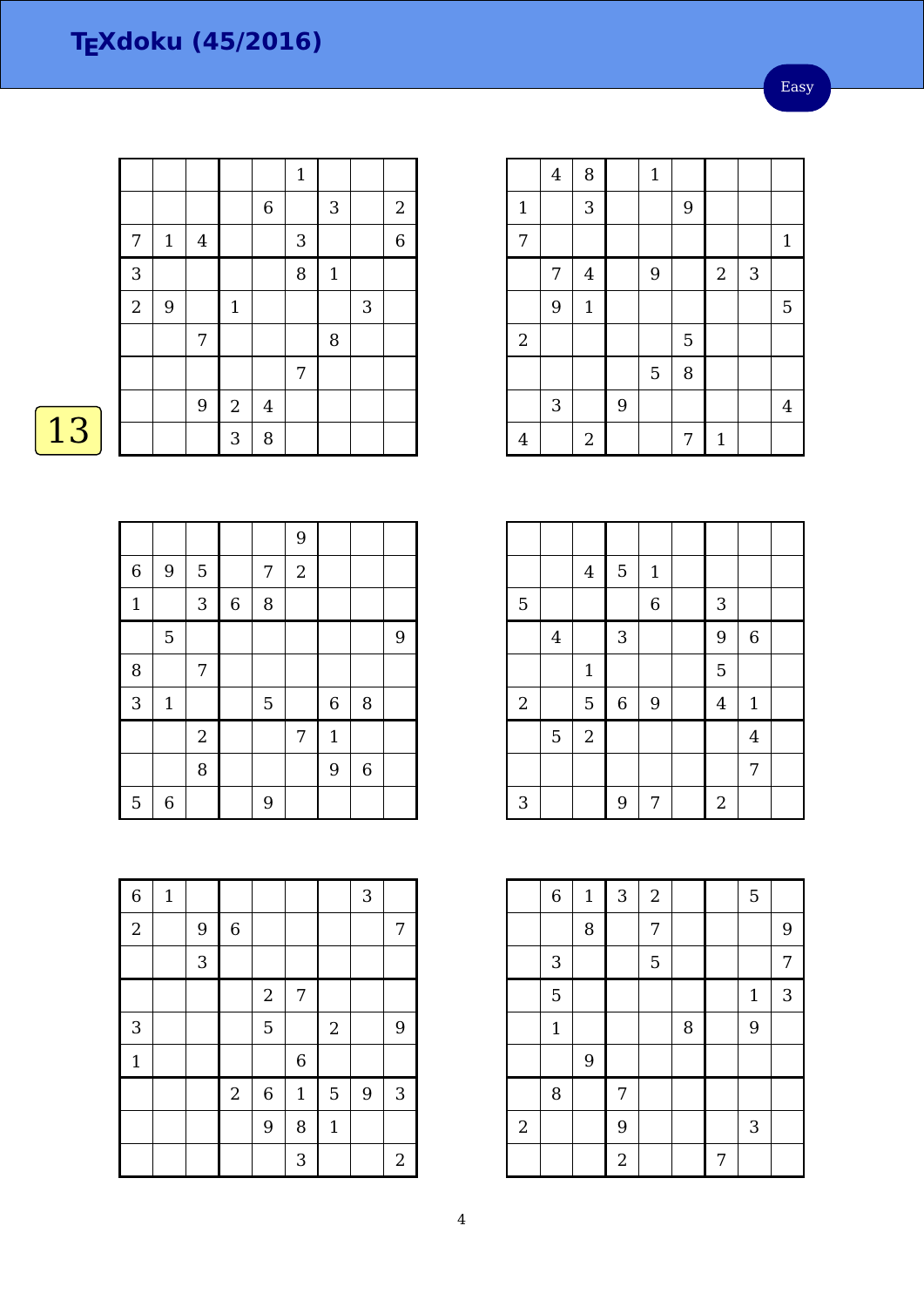# TEXdoku (45/2016)

Easy

13

| | | | | | | | | |
|---|---|---|---|---|---|---|---|---|
| | | | | | 1 | | | |
| | | | | 6 | | 3 | | 2 |
| 7 | 1 | 4 | | | 3 | | | 6 |
| 3 | | | | | 8 | 1 | | |
| 2 | 9 | | 1 | | | | 3 | |
| | | 7 | | | | 8 | | |
| | | | | | 7 | | | |
| | | 9 | 2 | 4 | | | | |
| | | | 3 | 8 | | | | |

| | | | | | | | | |
|---|---|---|---|---|---|---|---|---|
| | 4 | 8 | | 1 | | | | |
| 1 | | 3 | | | 9 | | | |
| 7 | | | | | | | | 1 |
| | 7 | 4 | | 9 | | 2 | 3 | |
| | 9 | 1 | | | | | | 5 |
| 2 | | | | | 5 | | | |
| | | | | 5 | 8 | | | |
| | 3 | | 9 | | | | | 4 |
| 4 | | 2 | | | 7 | 1 | | |

| | | | | | | | | |
|---|---|---|---|---|---|---|---|---|
| | | | | | 9 | | | |
| 6 | 9 | 5 | | 7 | 2 | | | |
| 1 | | 3 | 6 | 8 | | | | |
| | 5 | | | | | | | 9 |
| 8 | | 7 | | | | | | |
| 3 | 1 | | | 5 | | 6 | 8 | |
| | | 2 | | | 7 | 1 | | |
| | | 8 | | | | 9 | 6 | |
| 5 | 6 | | | 9 | | | | |

| | | | | | | | | |
|---|---|---|---|---|---|---|---|---|
| | | | | | | | | |
| | | 4 | 5 | 1 | | | | |
| 5 | | | | 6 | | 3 | | |
| | 4 | | 3 | | | 9 | 6 | |
| | | 1 | | | | 5 | | |
| 2 | | 5 | 6 | 9 | | 4 | 1 | |
| | 5 | 2 | | | | | 4 | |
| | | | | | | | 7 | |
| 3 | | | 9 | 7 | | 2 | | |

| | | | | | | | | |
|---|---|---|---|---|---|---|---|---|
| 6 | 1 | | | | | | 3 | |
| 2 | | 9 | 6 | | | | | 7 |
| | | 3 | | | | | | |
| | | | | 2 | 7 | | | |
| 3 | | | | 5 | | 2 | | 9 |
| 1 | | | | | 6 | | | |
| | | | 2 | 6 | 1 | 5 | 9 | 3 |
| | | | | 9 | 8 | 1 | | |
| | | | | | 3 | | | 2 |

| | | | | | | | | |
|---|---|---|---|---|---|---|---|---|
| | 6 | 1 | 3 | 2 | | | 5 | |
| | | 8 | | 7 | | | | 9 |
| | 3 | | | 5 | | | | 7 |
| | 5 | | | | | | 1 | 3 |
| | 1 | | | | 8 | | 9 | |
| | | 9 | | | | | | |
| | 8 | | 7 | | | | | |
| 2 | | | 9 | | | | 3 | |
| | | | 2 | | | 7 | | |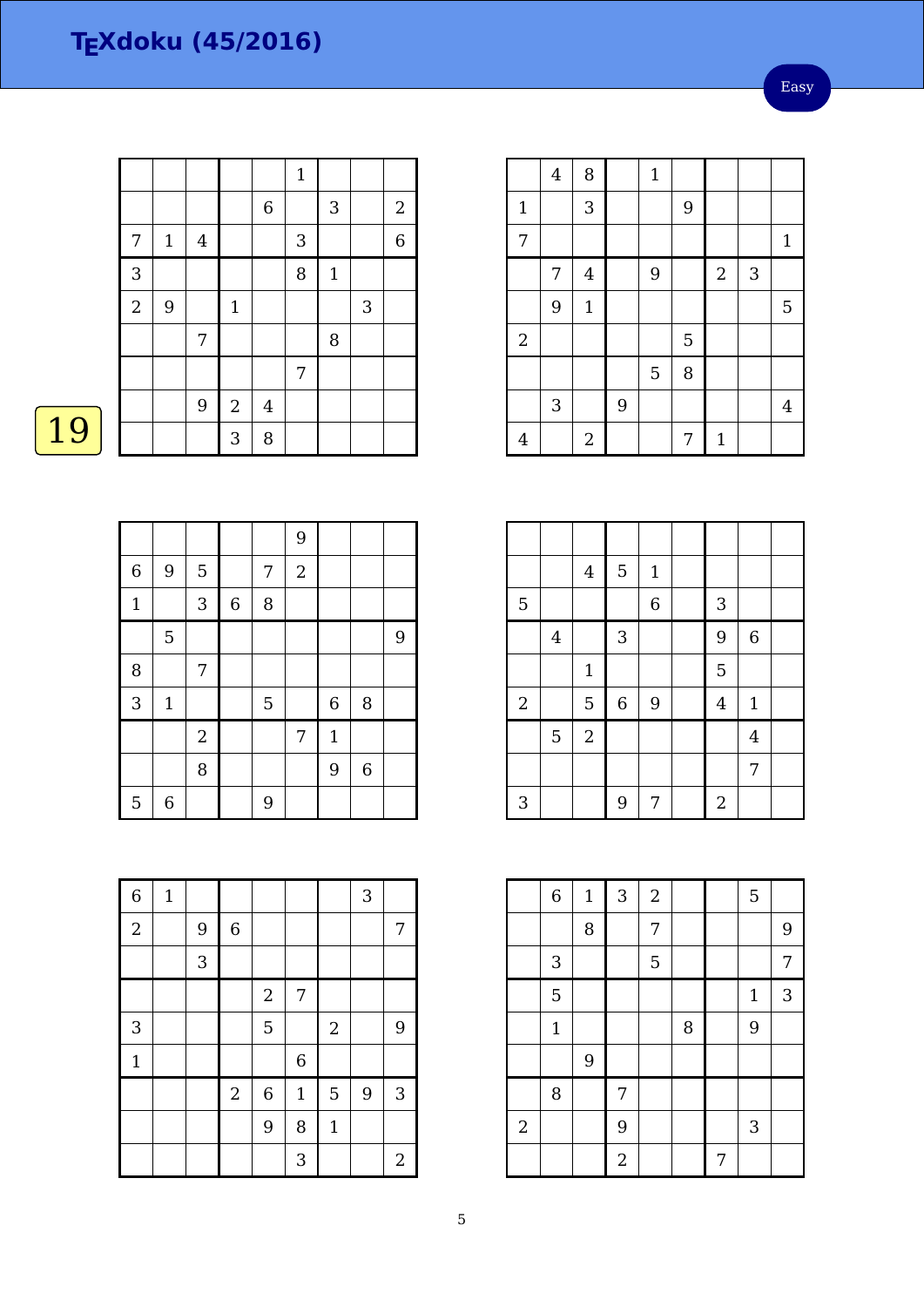# TEXdoku (45/2016)

Easy

19

| | | | | | | | | |
|---|---|---|---|---|---|---|---|---|
| | | | | | 1 | | | |
| | | | | 6 | | 3 | | 2 |
| 7 | 1 | 4 | | | 3 | | | 6 |
| 3 | | | | | 8 | 1 | | |
| 2 | 9 | | 1 | | | | 3 | |
| | | 7 | | | | 8 | | |
| | | | | | 7 | | | |
| | | 9 | 2 | 4 | | | | |
| | | | 3 | 8 | | | | |

| | | | | | | | | |
|---|---|---|---|---|---|---|---|---|
| | 4 | 8 | | 1 | | | | |
| 1 | | 3 | | | 9 | | | |
| 7 | | | | | | | | 1 |
| | 7 | 4 | | 9 | | 2 | 3 | |
| | 9 | 1 | | | | | | 5 |
| 2 | | | | | 5 | | | |
| | | | | 5 | 8 | | | |
| | 3 | | 9 | | | | | 4 |
| 4 | | 2 | | | 7 | 1 | | |

| | | | | | | | | |
|---|---|---|---|---|---|---|---|---|
| | | | | | 9 | | | |
| 6 | 9 | 5 | | 7 | 2 | | | |
| 1 | | 3 | 6 | 8 | | | | |
| | 5 | | | | | | | 9 |
| 8 | | 7 | | | | | | |
| 3 | 1 | | | 5 | | 6 | 8 | |
| | | 2 | | | 7 | 1 | | |
| | | 8 | | | | 9 | 6 | |
| 5 | 6 | | | 9 | | | | |

| | | | | | | | | |
|---|---|---|---|---|---|---|---|---|
| | | | | | | | | |
| | | 4 | 5 | 1 | | | | |
| 5 | | | | 6 | | 3 | | |
| | 4 | | 3 | | | 9 | 6 | |
| | | 1 | | | | 5 | | |
| 2 | | 5 | 6 | 9 | | 4 | 1 | |
| | 5 | 2 | | | | | 4 | |
| | | | | | | | 7 | |
| 3 | | | 9 | 7 | | 2 | | |

| | | | | | | | | |
|---|---|---|---|---|---|---|---|---|
| 6 | 1 | | | | | | 3 | |
| 2 | | 9 | 6 | | | | | 7 |
| | | 3 | | | | | | |
| | | | | 2 | 7 | | | |
| 3 | | | | 5 | | 2 | | 9 |
| 1 | | | | | 6 | | | |
| | | | 2 | 6 | 1 | 5 | 9 | 3 |
| | | | | 9 | 8 | 1 | | |
| | | | | | 3 | | | 2 |

| | | | | | | | | |
|---|---|---|---|---|---|---|---|---|
| | 6 | 1 | 3 | 2 | | | 5 | |
| | | 8 | | 7 | | | | 9 |
| | 3 | | | 5 | | | | 7 |
| | 5 | | | | | | 1 | 3 |
| | 1 | | | | 8 | | 9 | |
| | | 9 | | | | | | |
| | 8 | | 7 | | | | | |
| 2 | | | 9 | | | | 3 | |
| | | | 2 | | | 7 | | |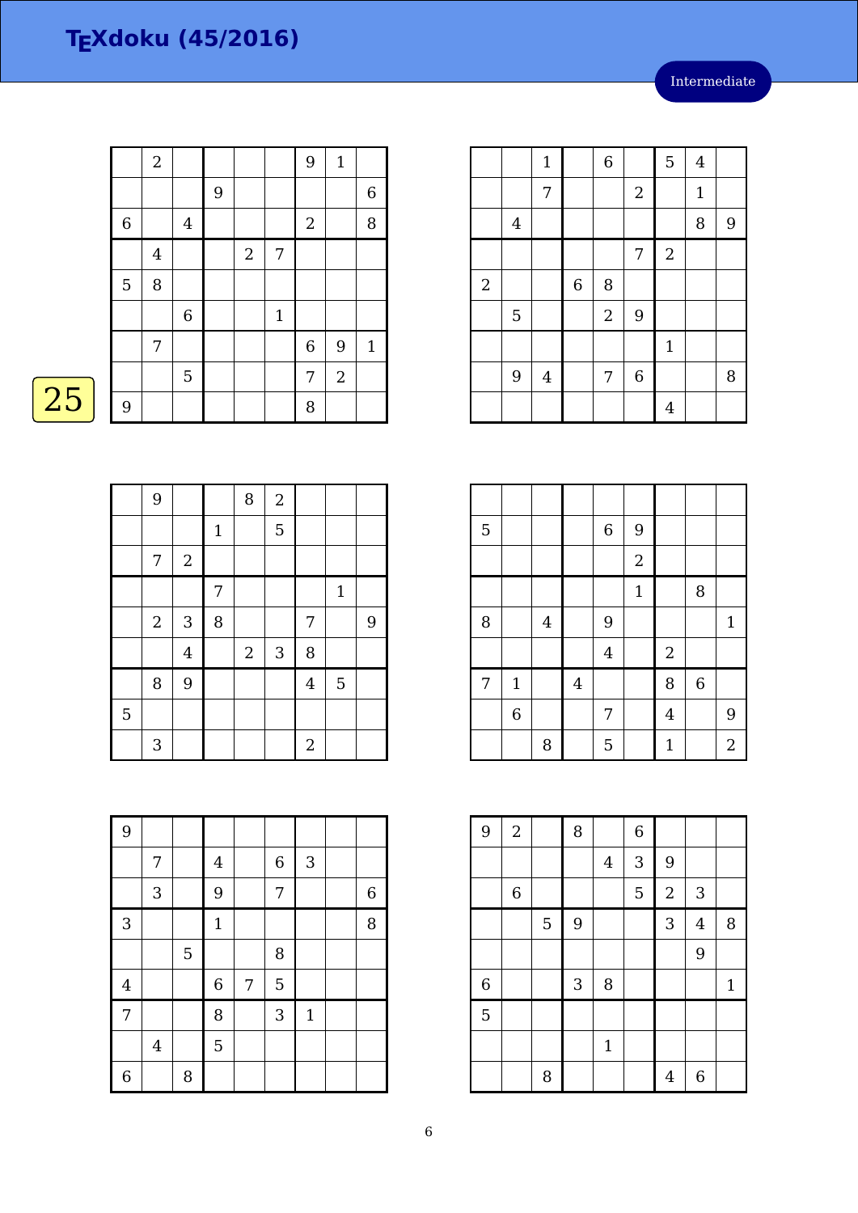# TEXdoku (45/2016)

Intermediate

25

| | 2 | | | | | 9 | 1 | |
|---|---|---|---|---|---|---|---|---|
| | | | 9 | | | | | 6 |
| 6 | | 4 | | | | 2 | | 8 |
| | 4 | | | 2 | 7 | | | |
| 5 | 8 | | | | | | | |
| | | 6 | | | 1 | | | |
| | 7 | | | | | 6 | 9 | 1 |
| | | 5 | | | | 7 | 2 | |
| 9 | | | | | | 8 | | |

| | | 1 | | 6 | | 5 | 4 | |
|---|---|---|---|---|---|---|---|---|
| | | 7 | | | 2 | | 1 | |
| | 4 | | | | | | 8 | 9 |
| | | | | | 7 | 2 | | |
| 2 | | | 6 | 8 | | | | |
| | 5 | | | 2 | 9 | | | |
| | | | | | | 1 | | |
| | 9 | 4 | | 7 | 6 | | | 8 |
| | | | | | | 4 | | |

| | 9 | | | 8 | 2 | | | |
|---|---|---|---|---|---|---|---|---|
| | | | 1 | | 5 | | | |
| | 7 | 2 | | | | | | |
| | | | 7 | | | | 1 | |
| | 2 | 3 | 8 | | | 7 | | 9 |
| | | 4 | | 2 | 3 | 8 | | |
| | 8 | 9 | | | | 4 | 5 | |
| 5 | | | | | | | | |
| | 3 | | | | | 2 | | |

| | | | | | | | | |
|---|---|---|---|---|---|---|---|---|
| 5 | | | | 6 | 9 | | | |
| | | | | | 2 | | | |
| | | | | | 1 | | 8 | |
| 8 | | 4 | | 9 | | | | 1 |
| | | | | 4 | | 2 | | |
| 7 | 1 | | 4 | | | 8 | 6 | |
| | 6 | | | 7 | | 4 | | 9 |
| | | 8 | | 5 | | 1 | | 2 |

| 9 | | | | | | | | |
|---|---|---|---|---|---|---|---|---|
| | 7 | | 4 | | 6 | 3 | | |
| | 3 | | 9 | | 7 | | | 6 |
| 3 | | | 1 | | | | | 8 |
| | | 5 | | | 8 | | | |
| 4 | | | 6 | 7 | 5 | | | |
| 7 | | | 8 | | 3 | 1 | | |
| | 4 | | 5 | | | | | |
| 6 | | 8 | | | | | | |

| 9 | 2 | | 8 | | 6 | | | |
|---|---|---|---|---|---|---|---|---|
| | | | | 4 | 3 | 9 | | |
| | 6 | | | | 5 | 2 | 3 | |
| | | 5 | 9 | | | 3 | 4 | 8 |
| | | | | | | | 9 | |
| 6 | | | 3 | 8 | | | | 1 |
| 5 | | | | | | | | |
| | | | | 1 | | | | |
| | | 8 | | | | 4 | 6 | |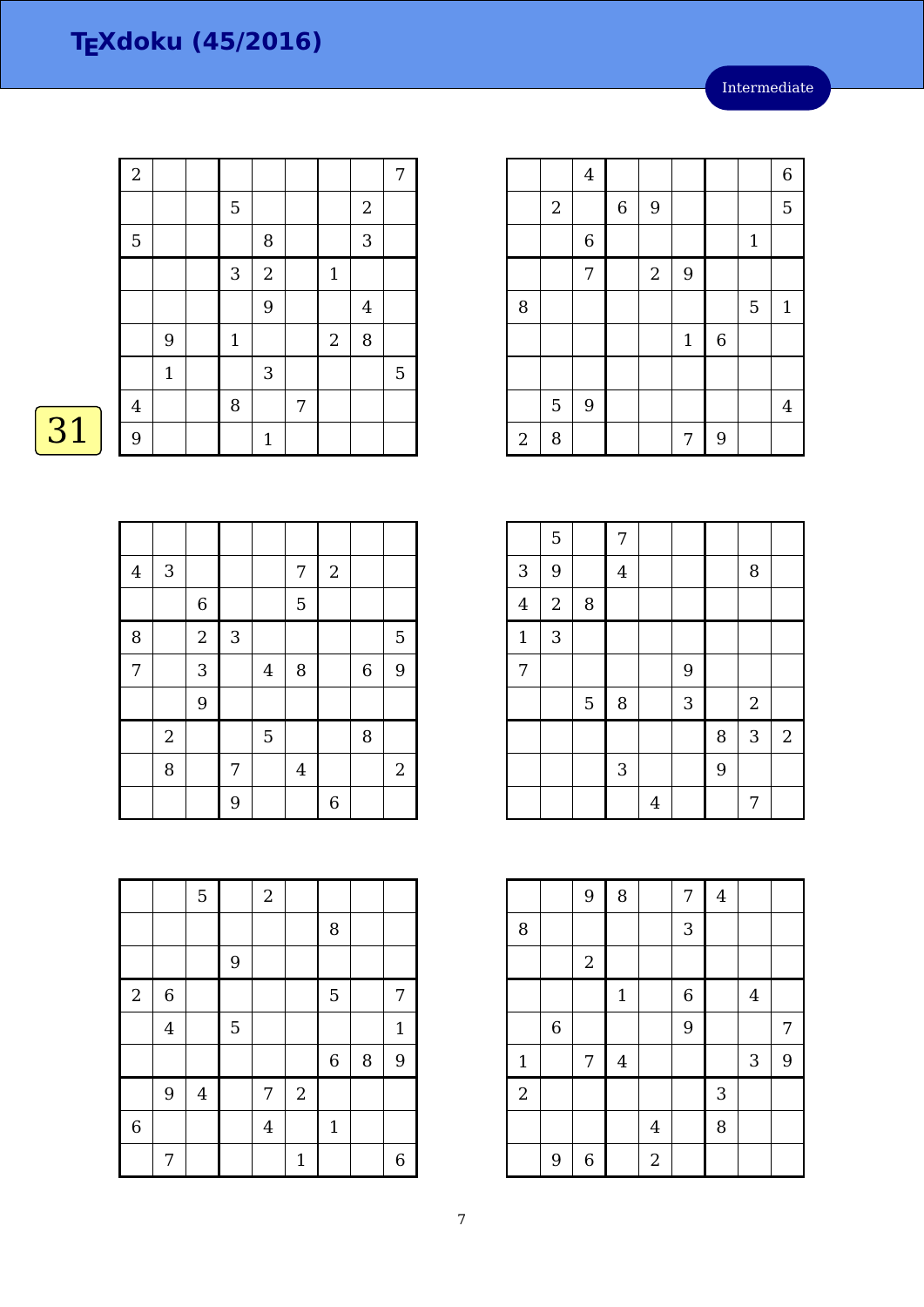# TEXdoku (45/2016)

Intermediate

31

| | | | | | | | | |
|---|---|---|---|---|---|---|---|---|
| 2 | | | | | | | | 7 |
| | | | 5 | | | | 2 | |
| 5 | | | | 8 | | | 3 | |
| | | | 3 | 2 | | 1 | | |
| | | | | 9 | | | 4 | |
| | 9 | | 1 | | | 2 | 8 | |
| | 1 | | | 3 | | | | 5 |
| 4 | | | 8 | | 7 | | | |
| 9 | | | | 1 | | | | |

| | | | | | | | | |
|---|---|---|---|---|---|---|---|---|
| | | 4 | | | | | | 6 |
| | 2 | | 6 | 9 | | | | 5 |
| | | 6 | | | | | 1 | |
| | | 7 | | 2 | 9 | | | |
| 8 | | | | | | | 5 | 1 |
| | | | | | 1 | 6 | | |
| | | | | | | | | |
| | 5 | 9 | | | | | | 4 |
| 2 | 8 | | | | 7 | 9 | | |

| | | | | | | | | |
|---|---|---|---|---|---|---|---|---|
| | | | | | | | | |
| 4 | 3 | | | | 7 | 2 | | |
| | | 6 | | | 5 | | | |
| 8 | | 2 | 3 | | | | | 5 |
| 7 | | 3 | | 4 | 8 | | 6 | 9 |
| | | 9 | | | | | | |
| | 2 | | | 5 | | | 8 | |
| | 8 | | 7 | | 4 | | | 2 |
| | | | 9 | | | 6 | | |

| | | | | | | | | |
|---|---|---|---|---|---|---|---|---|
| | 5 | | 7 | | | | | |
| 3 | 9 | | 4 | | | | 8 | |
| 4 | 2 | 8 | | | | | | |
| 1 | 3 | | | | | | | |
| 7 | | | | | 9 | | | |
| | | 5 | 8 | | 3 | | 2 | |
| | | | | | | 8 | 3 | 2 |
| | | | 3 | | | 9 | | |
| | | | | 4 | | | 7 | |

| | | | | | | | | |
|---|---|---|---|---|---|---|---|---|
| | | 5 | | 2 | | | | |
| | | | | | | 8 | | |
| | | | 9 | | | | | |
| 2 | 6 | | | | | 5 | | 7 |
| | 4 | | 5 | | | | | 1 |
| | | | | | | 6 | 8 | 9 |
| | 9 | 4 | | 7 | 2 | | | |
| 6 | | | | 4 | | 1 | | |
| | 7 | | | | 1 | | | 6 |

| | | | | | | | | |
|---|---|---|---|---|---|---|---|---|
| | | 9 | 8 | | 7 | 4 | | |
| 8 | | | | | 3 | | | |
| | | 2 | | | | | | |
| | | | 1 | | 6 | | 4 | |
| | 6 | | | | 9 | | | 7 |
| 1 | | 7 | 4 | | | | 3 | 9 |
| 2 | | | | | | 3 | | |
| | | | | 4 | | 8 | | |
| | 9 | 6 | | 2 | | | | |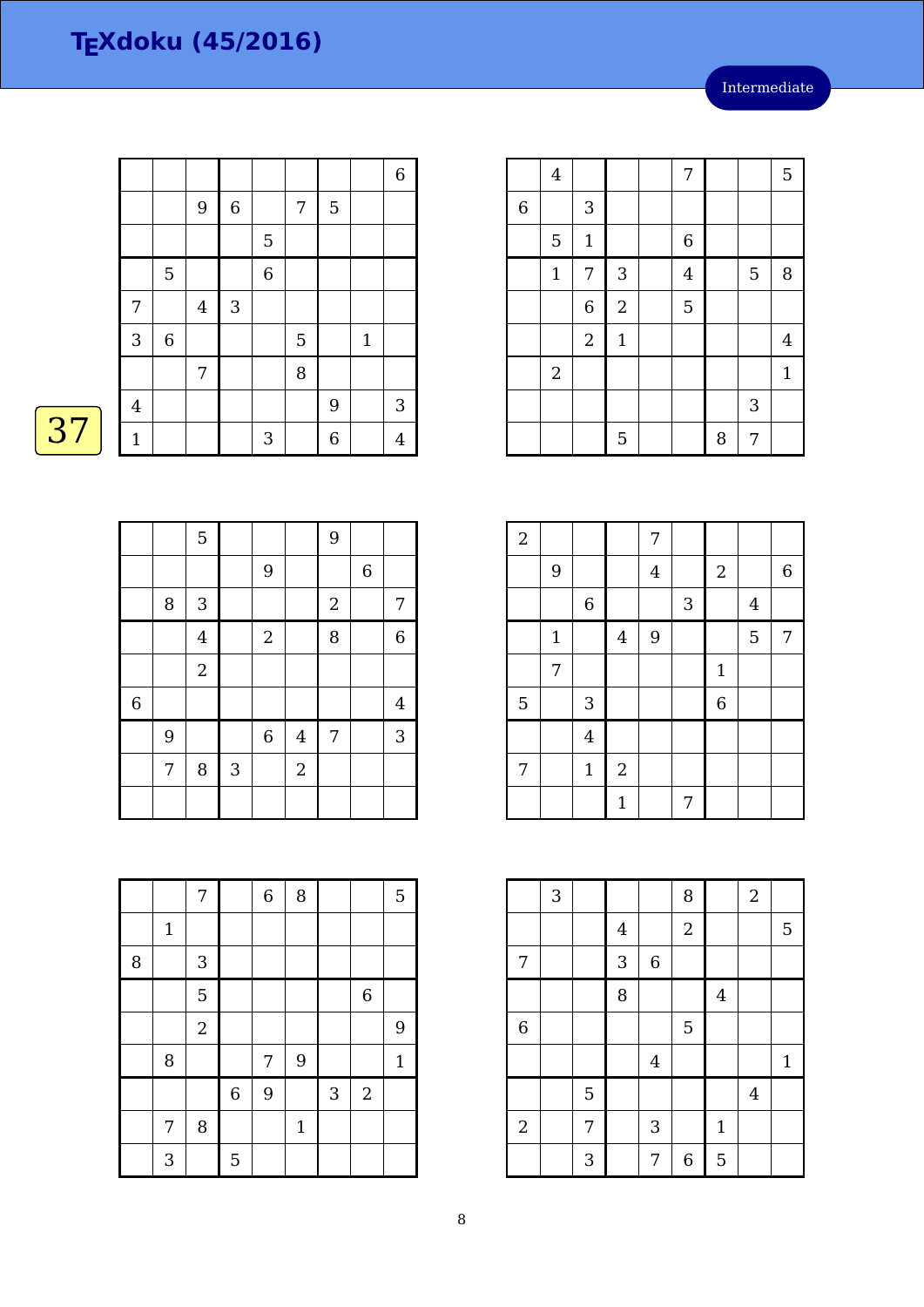# TEXdoku (45/2016)

Intermediate

37

| | | | | | | | | |
|---|---|---|---|---|---|---|---|---|
| | | | | | | | | 6 |
| | | 9 | 6 | | 7 | 5 | | |
| | | | | 5 | | | | |
| | 5 | | | 6 | | | | |
| 7 | | 4 | 3 | | | | | |
| 3 | 6 | | | | 5 | | 1 | |
| | | 7 | | | 8 | | | |
| 4 | | | | | | 9 | | 3 |
| 1 | | | | 3 | | 6 | | 4 |

| | | | | | | | | |
|---|---|---|---|---|---|---|---|---|
| | 4 | | | | 7 | | | 5 |
| 6 | | 3 | | | | | | |
| | 5 | 1 | | | 6 | | | |
| | 1 | 7 | 3 | | 4 | | 5 | 8 |
| | | 6 | 2 | | 5 | | | |
| | | 2 | 1 | | | | | 4 |
| | 2 | | | | | | | 1 |
| | | | | | | | 3 | |
| | | | 5 | | | 8 | 7 | |

| | | | | | | | | |
|---|---|---|---|---|---|---|---|---|
| | | 5 | | | | 9 | | |
| | | | | 9 | | | 6 | |
| | 8 | 3 | | | | 2 | | 7 |
| | | 4 | | 2 | | 8 | | 6 |
| | | 2 | | | | | | |
| 6 | | | | | | | | 4 |
| | 9 | | | 6 | 4 | 7 | | 3 |
| | 7 | 8 | 3 | | 2 | | | |
| | | | | | | | | |

| | | | | | | | | |
|---|---|---|---|---|---|---|---|---|
| 2 | | | | 7 | | | | |
| | 9 | | | 4 | | 2 | | 6 |
| | | 6 | | | 3 | | 4 | |
| | 1 | | 4 | 9 | | | 5 | 7 |
| | 7 | | | | | 1 | | |
| 5 | | 3 | | | | 6 | | |
| | | 4 | | | | | | |
| 7 | | 1 | 2 | | | | | |
| | | | 1 | | 7 | | | |

| | | | | | | | | |
|---|---|---|---|---|---|---|---|---|
| | | 7 | | 6 | 8 | | | 5 |
| | 1 | | | | | | | |
| 8 | | 3 | | | | | | |
| | | 5 | | | | | 6 | |
| | | 2 | | | | | | 9 |
| | 8 | | | 7 | 9 | | | 1 |
| | | | 6 | 9 | | 3 | 2 | |
| | 7 | 8 | | | 1 | | | |
| | 3 | | 5 | | | | | |

| | | | | | | | | |
|---|---|---|---|---|---|---|---|---|
| | 3 | | | | 8 | | 2 | |
| | | | 4 | | 2 | | | 5 |
| 7 | | | 3 | 6 | | | | |
| | | | 8 | | | 4 | | |
| 6 | | | | | 5 | | | |
| | | | | 4 | | | | 1 |
| | | 5 | | | | | 4 | |
| 2 | | 7 | | 3 | | 1 | | |
| | | 3 | | 7 | 6 | 5 | | |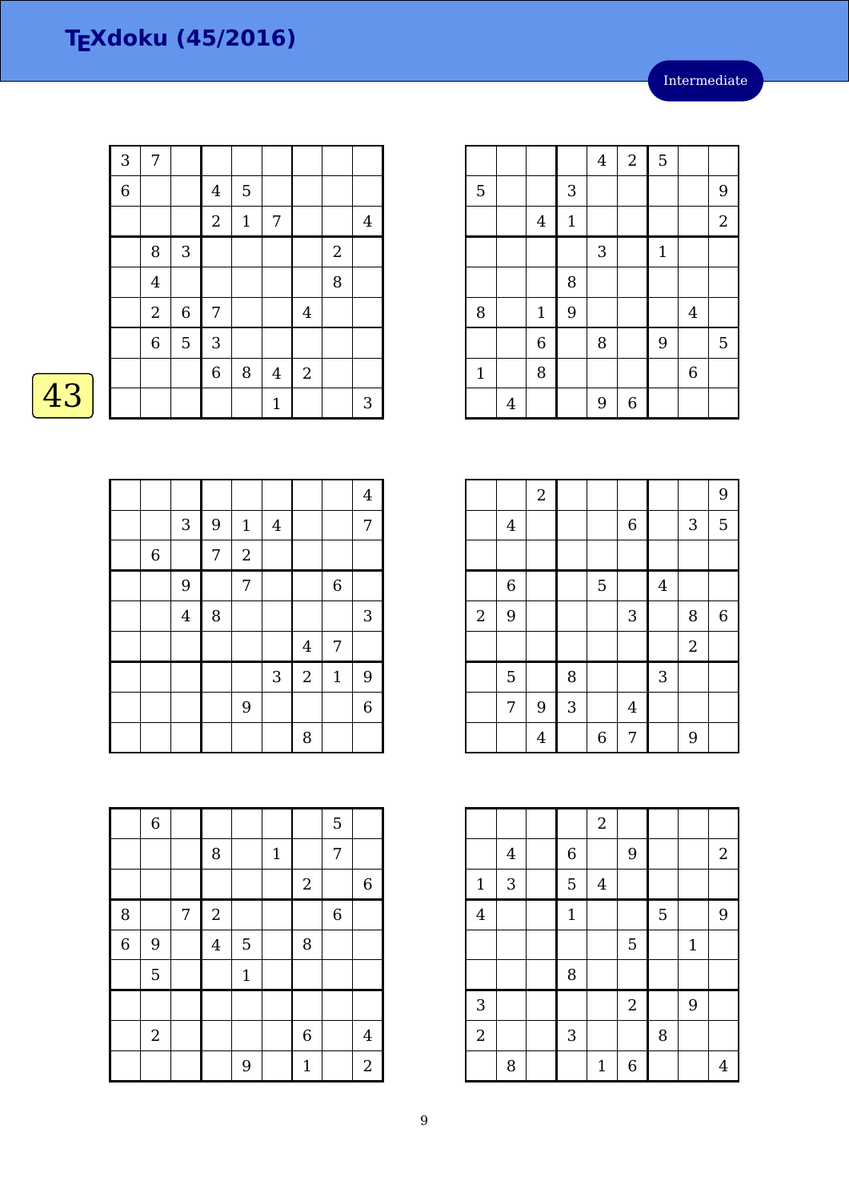# TEXdoku (45/2016)

Intermediate

43

| | | | | | | | | |
|---|---|---|---|---|---|---|---|---|
| 3 | 7 | | | | | | | |
| 6 | | | 4 | 5 | | | | |
| | | | 2 | 1 | 7 | | | 4 |
| | 8 | 3 | | | | | 2 | |
| | 4 | | | | | | 8 | |
| | 2 | 6 | 7 | | | 4 | | |
| | 6 | 5 | 3 | | | | | |
| | | | 6 | 8 | 4 | 2 | | |
| | | | | | 1 | | | 3 |

| | | | | | | | | |
|---|---|---|---|---|---|---|---|---|
| | | | | 4 | 2 | 5 | | |
| 5 | | | 3 | | | | | 9 |
| | | 4 | 1 | | | | | 2 |
| | | | | 3 | | 1 | | |
| | | | 8 | | | | | |
| 8 | | 1 | 9 | | | | 4 | |
| | | 6 | | 8 | | 9 | | 5 |
| 1 | | 8 | | | | | 6 | |
| | 4 | | | 9 | 6 | | | |

| | | | | | | | | |
|---|---|---|---|---|---|---|---|---|
| | | | | | | | | 4 |
| | | 3 | 9 | 1 | 4 | | | 7 |
| | 6 | | 7 | 2 | | | | |
| | | 9 | | 7 | | | 6 | |
| | | 4 | 8 | | | | | 3 |
| | | | | | | 4 | 7 | |
| | | | | | 3 | 2 | 1 | 9 |
| | | | | 9 | | | | 6 |
| | | | | | | 8 | | |

| | | | | | | | | |
|---|---|---|---|---|---|---|---|---|
| | | 2 | | | | | | 9 |
| | 4 | | | | 6 | | 3 | 5 |
| | | | | | | | | |
| | 6 | | | 5 | | 4 | | |
| 2 | 9 | | | | 3 | | 8 | 6 |
| | | | | | | | 2 | |
| | 5 | | 8 | | | 3 | | |
| | 7 | 9 | 3 | | 4 | | | |
| | | 4 | | 6 | 7 | | 9 | |

| | | | | | | | | |
|---|---|---|---|---|---|---|---|---|
| | 6 | | | | | | 5 | |
| | | | 8 | | 1 | | 7 | |
| | | | | | | 2 | | 6 |
| 8 | | 7 | 2 | | | | 6 | |
| 6 | 9 | | 4 | 5 | | 8 | | |
| | 5 | | | 1 | | | | |
| | | | | | | | | |
| | 2 | | | | | 6 | | 4 |
| | | | | 9 | | 1 | | 2 |

| | | | | | | | | |
|---|---|---|---|---|---|---|---|---|
| | | | | 2 | | | | |
| | 4 | | 6 | | 9 | | | 2 |
| 1 | 3 | | 5 | 4 | | | | |
| 4 | | | 1 | | | 5 | | 9 |
| | | | | | 5 | | 1 | |
| | | | 8 | | | | | |
| 3 | | | | | 2 | | 9 | |
| 2 | | | 3 | | | 8 | | |
| | 8 | | | 1 | 6 | | | 4 |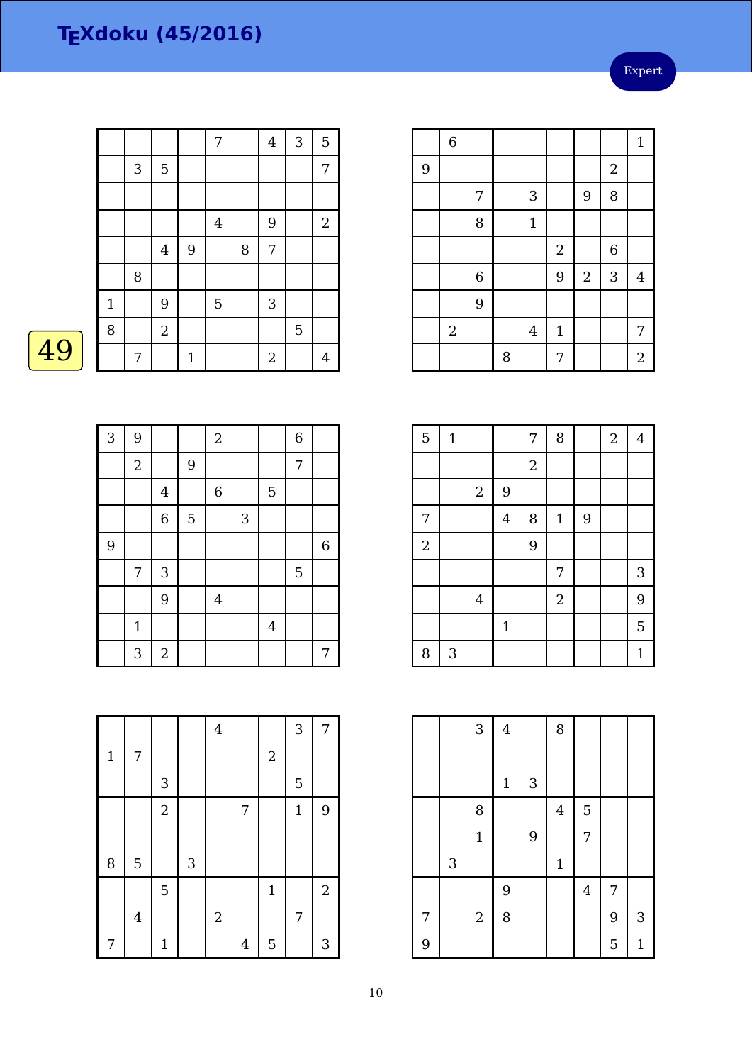# TEXdoku (45/2016)

Expert

49

| | | | | | | | | |
|---|---|---|---|---|---|---|---|---|
| | | | | 7 | | 4 | 3 | 5 |
| | 3 | 5 | | | | | | 7 |
| | | | | | | | | |
| | | | | 4 | | 9 | | 2 |
| | | 4 | 9 | | 8 | 7 | | |
| | 8 | | | | | | | |
| 1 | | 9 | | 5 | | 3 | | |
| 8 | | 2 | | | | | 5 | |
| | 7 | | 1 | | | 2 | | 4 |

| | | | | | | | | |
|---|---|---|---|---|---|---|---|---|
| | 6 | | | | | | | 1 |
| 9 | | | | | | | 2 | |
| | | 7 | | 3 | | 9 | 8 | |
| | | 8 | | 1 | | | | |
| | | | | | 2 | | 6 | |
| | | 6 | | | 9 | 2 | 3 | 4 |
| | | 9 | | | | | | |
| | 2 | | | 4 | 1 | | | 7 |
| | | | 8 | | 7 | | | 2 |

| | | | | | | | | |
|---|---|---|---|---|---|---|---|---|
| 3 | 9 | | | 2 | | | 6 | |
| | 2 | | 9 | | | | 7 | |
| | | 4 | | 6 | | 5 | | |
| | | 6 | 5 | | 3 | | | |
| 9 | | | | | | | | 6 |
| | 7 | 3 | | | | | 5 | |
| | | 9 | | 4 | | | | |
| | 1 | | | | | 4 | | |
| | 3 | 2 | | | | | | 7 |

| | | | | | | | | |
|---|---|---|---|---|---|---|---|---|
| 5 | 1 | | | 7 | 8 | | 2 | 4 |
| | | | | 2 | | | | |
| | | 2 | 9 | | | | | |
| 7 | | | 4 | 8 | 1 | 9 | | |
| 2 | | | | 9 | | | | |
| | | | | | 7 | | | 3 |
| | | 4 | | | 2 | | | 9 |
| | | | 1 | | | | | 5 |
| 8 | 3 | | | | | | | 1 |

| | | | | | | | | |
|---|---|---|---|---|---|---|---|---|
| | | | | 4 | | | 3 | 7 |
| 1 | 7 | | | | | 2 | | |
| | | 3 | | | | | 5 | |
| | | 2 | | | 7 | | 1 | 9 |
| | | | | | | | | |
| 8 | 5 | | 3 | | | | | |
| | | 5 | | | | 1 | | 2 |
| | 4 | | | 2 | | | 7 | |
| 7 | | 1 | | | 4 | 5 | | 3 |

| | | | | | | | | |
|---|---|---|---|---|---|---|---|---|
| | | 3 | 4 | | 8 | | | |
| | | | | | | | | |
| | | | 1 | 3 | | | | |
| | | 8 | | | 4 | 5 | | |
| | | 1 | | 9 | | 7 | | |
| | 3 | | | | 1 | | | |
| | | | 9 | | | 4 | 7 | |
| 7 | | 2 | 8 | | | | 9 | 3 |
| 9 | | | | | | | 5 | 1 |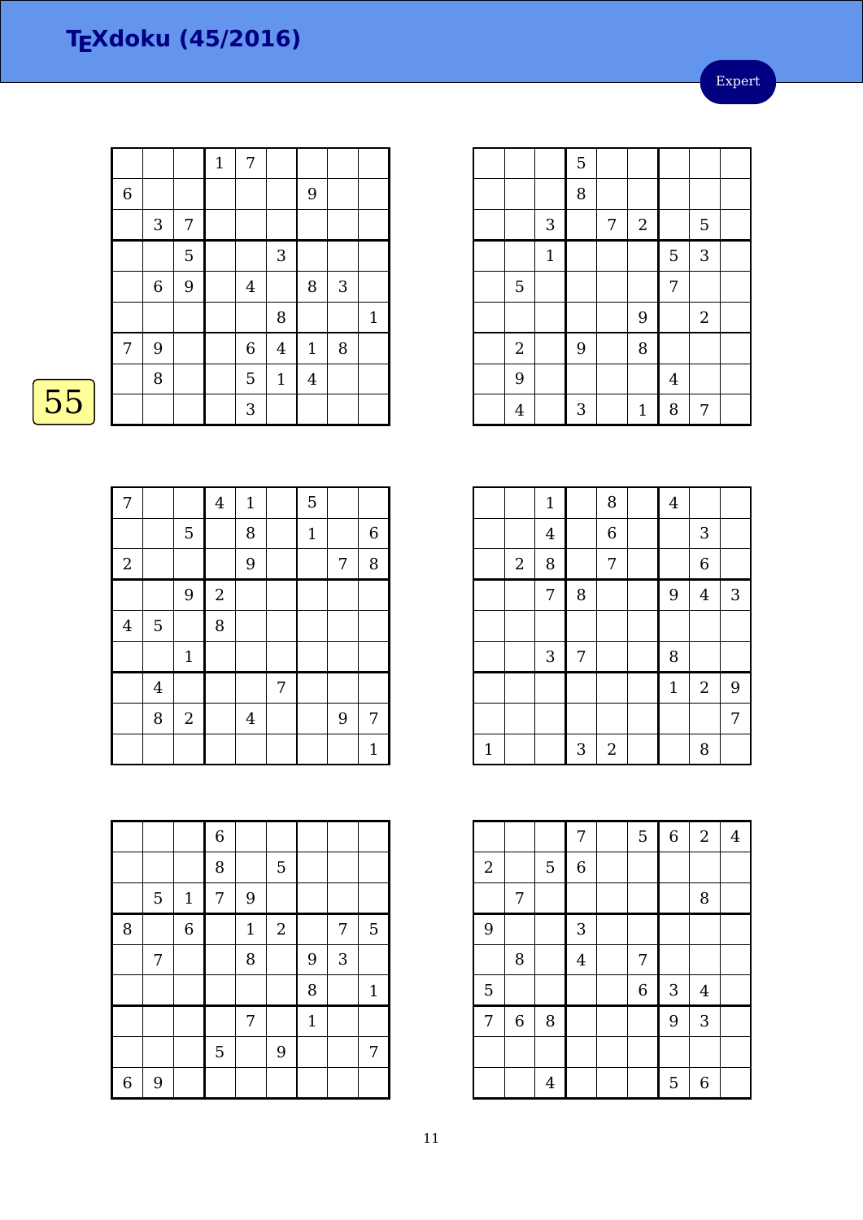# TEXdoku (45/2016)

Expert

55

| | | | | | | | | |
|---|---|---|---|---|---|---|---|---|
| | | | 1 | 7 | | | | |
| 6 | | | | | | 9 | | |
| | 3 | 7 | | | | | | |
| | | 5 | | | 3 | | | |
| | 6 | 9 | | 4 | | 8 | 3 | |
| | | | | | 8 | | | 1 |
| 7 | 9 | | | 6 | 4 | 1 | 8 | |
| | 8 | | | 5 | 1 | 4 | | |
| | | | | 3 | | | | |

| | | | | | | | | |
|---|---|---|---|---|---|---|---|---|
| | | | 5 | | | | | |
| | | | 8 | | | | | |
| | | 3 | | 7 | 2 | | 5 | |
| | | 1 | | | | 5 | 3 | |
| | 5 | | | | | 7 | | |
| | | | | | 9 | | 2 | |
| | 2 | | 9 | | 8 | | | |
| | 9 | | | | | 4 | | |
| | 4 | | 3 | | 1 | 8 | 7 | |

| | | | | | | | | |
|---|---|---|---|---|---|---|---|---|
| 7 | | | 4 | 1 | | 5 | | |
| | | 5 | | 8 | | 1 | | 6 |
| 2 | | | | 9 | | | 7 | 8 |
| | | 9 | 2 | | | | | |
| 4 | 5 | | 8 | | | | | |
| | | 1 | | | | | | |
| | 4 | | | | 7 | | | |
| | 8 | 2 | | 4 | | | 9 | 7 |
| | | | | | | | | 1 |

| | | | | | | | | |
|---|---|---|---|---|---|---|---|---|
| | | 1 | | 8 | | 4 | | |
| | | 4 | | 6 | | | 3 | |
| | 2 | 8 | | 7 | | | 6 | |
| | | 7 | 8 | | | 9 | 4 | 3 |
| | | | | | | | | |
| | | 3 | 7 | | | 8 | | |
| | | | | | | 1 | 2 | 9 |
| | | | | | | | | 7 |
| 1 | | | 3 | 2 | | | 8 | |

| | | | | | | | | |
|---|---|---|---|---|---|---|---|---|
| | | | 6 | | | | | |
| | | | 8 | | 5 | | | |
| | 5 | 1 | 7 | 9 | | | | |
| 8 | | 6 | | 1 | 2 | | 7 | 5 |
| | 7 | | | 8 | | 9 | 3 | |
| | | | | | | 8 | | 1 |
| | | | | 7 | | 1 | | |
| | | | 5 | | 9 | | | 7 |
| 6 | 9 | | | | | | | |

| | | | | | | | | |
|---|---|---|---|---|---|---|---|---|
| | | | 7 | | 5 | 6 | 2 | 4 |
| 2 | | 5 | 6 | | | | | |
| | 7 | | | | | | 8 | |
| 9 | | | 3 | | | | | |
| | 8 | | 4 | | 7 | | | |
| 5 | | | | | 6 | 3 | 4 | |
| 7 | 6 | 8 | | | | 9 | 3 | |
| | | | | | | | | |
| | | 4 | | | | 5 | 6 | |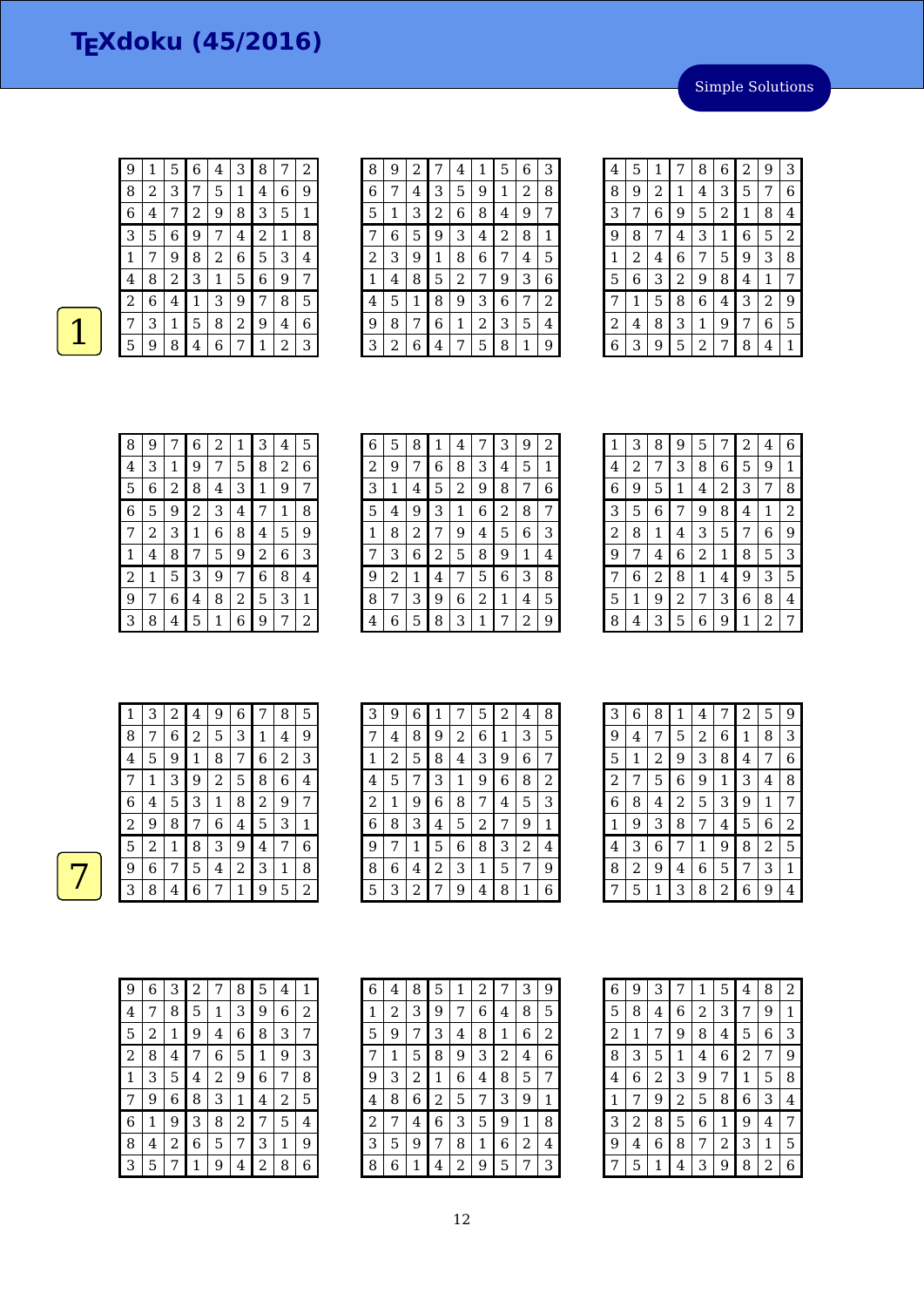# TEXdoku (45/2016)

Simple Solutions

**1**

| | | | | | | | | |
|---|---|---|---|---|---|---|---|---|
| 9 | 1 | 5 | 6 | 4 | 3 | 8 | 7 | 2 |
| 8 | 2 | 3 | 7 | 5 | 1 | 4 | 6 | 9 |
| 6 | 4 | 7 | 2 | 9 | 8 | 3 | 5 | 1 |
| 3 | 5 | 6 | 9 | 7 | 4 | 2 | 1 | 8 |
| 1 | 7 | 9 | 8 | 2 | 6 | 5 | 3 | 4 |
| 4 | 8 | 2 | 3 | 1 | 5 | 6 | 9 | 7 |
| 2 | 6 | 4 | 1 | 3 | 9 | 7 | 8 | 5 |
| 7 | 3 | 1 | 5 | 8 | 2 | 9 | 4 | 6 |
| 5 | 9 | 8 | 4 | 6 | 7 | 1 | 2 | 3 |

| | | | | | | | | |
|---|---|---|---|---|---|---|---|---|
| 8 | 9 | 2 | 7 | 4 | 1 | 5 | 6 | 3 |
| 6 | 7 | 4 | 3 | 5 | 9 | 1 | 2 | 8 |
| 5 | 1 | 3 | 2 | 6 | 8 | 4 | 9 | 7 |
| 7 | 6 | 5 | 9 | 3 | 4 | 2 | 8 | 1 |
| 2 | 3 | 9 | 1 | 8 | 6 | 7 | 4 | 5 |
| 1 | 4 | 8 | 5 | 2 | 7 | 9 | 3 | 6 |
| 4 | 5 | 1 | 8 | 9 | 3 | 6 | 7 | 2 |
| 9 | 8 | 7 | 6 | 1 | 2 | 3 | 5 | 4 |
| 3 | 2 | 6 | 4 | 7 | 5 | 8 | 1 | 9 |

| | | | | | | | | |
|---|---|---|---|---|---|---|---|---|
| 4 | 5 | 1 | 7 | 8 | 6 | 2 | 9 | 3 |
| 8 | 9 | 2 | 1 | 4 | 3 | 5 | 7 | 6 |
| 3 | 7 | 6 | 9 | 5 | 2 | 1 | 8 | 4 |
| 9 | 8 | 7 | 4 | 3 | 1 | 6 | 5 | 2 |
| 1 | 2 | 4 | 6 | 7 | 5 | 9 | 3 | 8 |
| 5 | 6 | 3 | 2 | 9 | 8 | 4 | 1 | 7 |
| 7 | 1 | 5 | 8 | 6 | 4 | 3 | 2 | 9 |
| 2 | 4 | 8 | 3 | 1 | 9 | 7 | 6 | 5 |
| 6 | 3 | 9 | 5 | 2 | 7 | 8 | 4 | 1 |

| | | | | | | | | |
|---|---|---|---|---|---|---|---|---|
| 8 | 9 | 7 | 6 | 2 | 1 | 3 | 4 | 5 |
| 4 | 3 | 1 | 9 | 7 | 5 | 8 | 2 | 6 |
| 5 | 6 | 2 | 8 | 4 | 3 | 1 | 9 | 7 |
| 6 | 5 | 9 | 2 | 3 | 4 | 7 | 1 | 8 |
| 7 | 2 | 3 | 1 | 6 | 8 | 4 | 5 | 9 |
| 1 | 4 | 8 | 7 | 5 | 9 | 2 | 6 | 3 |
| 2 | 1 | 5 | 3 | 9 | 7 | 6 | 8 | 4 |
| 9 | 7 | 6 | 4 | 8 | 2 | 5 | 3 | 1 |
| 3 | 8 | 4 | 5 | 1 | 6 | 9 | 7 | 2 |

| | | | | | | | | |
|---|---|---|---|---|---|---|---|---|
| 6 | 5 | 8 | 1 | 4 | 7 | 3 | 9 | 2 |
| 2 | 9 | 7 | 6 | 8 | 3 | 4 | 5 | 1 |
| 3 | 1 | 4 | 5 | 2 | 9 | 8 | 7 | 6 |
| 5 | 4 | 9 | 3 | 1 | 6 | 2 | 8 | 7 |
| 1 | 8 | 2 | 7 | 9 | 4 | 5 | 6 | 3 |
| 7 | 3 | 6 | 2 | 5 | 8 | 9 | 1 | 4 |
| 9 | 2 | 1 | 4 | 7 | 5 | 6 | 3 | 8 |
| 8 | 7 | 3 | 9 | 6 | 2 | 1 | 4 | 5 |
| 4 | 6 | 5 | 8 | 3 | 1 | 7 | 2 | 9 |

| | | | | | | | | |
|---|---|---|---|---|---|---|---|---|
| 1 | 3 | 8 | 9 | 5 | 7 | 2 | 4 | 6 |
| 4 | 2 | 7 | 3 | 8 | 6 | 5 | 9 | 1 |
| 6 | 9 | 5 | 1 | 4 | 2 | 3 | 7 | 8 |
| 3 | 5 | 6 | 7 | 9 | 8 | 4 | 1 | 2 |
| 2 | 8 | 1 | 4 | 3 | 5 | 7 | 6 | 9 |
| 9 | 7 | 4 | 6 | 2 | 1 | 8 | 5 | 3 |
| 7 | 6 | 2 | 8 | 1 | 4 | 9 | 3 | 5 |
| 5 | 1 | 9 | 2 | 7 | 3 | 6 | 8 | 4 |
| 8 | 4 | 3 | 5 | 6 | 9 | 1 | 2 | 7 |

**7**

| | | | | | | | | |
|---|---|---|---|---|---|---|---|---|
| 1 | 3 | 2 | 4 | 9 | 6 | 7 | 8 | 5 |
| 8 | 7 | 6 | 2 | 5 | 3 | 1 | 4 | 9 |
| 4 | 5 | 9 | 1 | 8 | 7 | 6 | 2 | 3 |
| 7 | 1 | 3 | 9 | 2 | 5 | 8 | 6 | 4 |
| 6 | 4 | 5 | 3 | 1 | 8 | 2 | 9 | 7 |
| 2 | 9 | 8 | 7 | 6 | 4 | 5 | 3 | 1 |
| 5 | 2 | 1 | 8 | 3 | 9 | 4 | 7 | 6 |
| 9 | 6 | 7 | 5 | 4 | 2 | 3 | 1 | 8 |
| 3 | 8 | 4 | 6 | 7 | 1 | 9 | 5 | 2 |

| | | | | | | | | |
|---|---|---|---|---|---|---|---|---|
| 3 | 9 | 6 | 1 | 7 | 5 | 2 | 4 | 8 |
| 7 | 4 | 8 | 9 | 2 | 6 | 1 | 3 | 5 |
| 1 | 2 | 5 | 8 | 4 | 3 | 9 | 6 | 7 |
| 4 | 5 | 7 | 3 | 1 | 9 | 6 | 8 | 2 |
| 2 | 1 | 9 | 6 | 8 | 7 | 4 | 5 | 3 |
| 6 | 8 | 3 | 4 | 5 | 2 | 7 | 9 | 1 |
| 9 | 7 | 1 | 5 | 6 | 8 | 3 | 2 | 4 |
| 8 | 6 | 4 | 2 | 3 | 1 | 5 | 7 | 9 |
| 5 | 3 | 2 | 7 | 9 | 4 | 8 | 1 | 6 |

| | | | | | | | | |
|---|---|---|---|---|---|---|---|---|
| 3 | 6 | 8 | 1 | 4 | 7 | 2 | 5 | 9 |
| 9 | 4 | 7 | 5 | 2 | 6 | 1 | 8 | 3 |
| 5 | 1 | 2 | 9 | 3 | 8 | 4 | 7 | 6 |
| 2 | 7 | 5 | 6 | 9 | 1 | 3 | 4 | 8 |
| 6 | 8 | 4 | 2 | 5 | 3 | 9 | 1 | 7 |
| 1 | 9 | 3 | 8 | 7 | 4 | 5 | 6 | 2 |
| 4 | 3 | 6 | 7 | 1 | 9 | 8 | 2 | 5 |
| 8 | 2 | 9 | 4 | 6 | 5 | 7 | 3 | 1 |
| 7 | 5 | 1 | 3 | 8 | 2 | 6 | 9 | 4 |

| | | | | | | | | |
|---|---|---|---|---|---|---|---|---|
| 9 | 6 | 3 | 2 | 7 | 8 | 5 | 4 | 1 |
| 4 | 7 | 8 | 5 | 1 | 3 | 9 | 6 | 2 |
| 5 | 2 | 1 | 9 | 4 | 6 | 8 | 3 | 7 |
| 2 | 8 | 4 | 7 | 6 | 5 | 1 | 9 | 3 |
| 1 | 3 | 5 | 4 | 2 | 9 | 6 | 7 | 8 |
| 7 | 9 | 6 | 8 | 3 | 1 | 4 | 2 | 5 |
| 6 | 1 | 9 | 3 | 8 | 2 | 7 | 5 | 4 |
| 8 | 4 | 2 | 6 | 5 | 7 | 3 | 1 | 9 |
| 3 | 5 | 7 | 1 | 9 | 4 | 2 | 8 | 6 |

| | | | | | | | | |
|---|---|---|---|---|---|---|---|---|
| 6 | 4 | 8 | 5 | 1 | 2 | 7 | 3 | 9 |
| 1 | 2 | 3 | 9 | 7 | 6 | 4 | 8 | 5 |
| 5 | 9 | 7 | 3 | 4 | 8 | 1 | 6 | 2 |
| 7 | 1 | 5 | 8 | 9 | 3 | 2 | 4 | 6 |
| 9 | 3 | 2 | 1 | 6 | 4 | 8 | 5 | 7 |
| 4 | 8 | 6 | 2 | 5 | 7 | 3 | 9 | 1 |
| 2 | 7 | 4 | 6 | 3 | 5 | 9 | 1 | 8 |
| 3 | 5 | 9 | 7 | 8 | 1 | 6 | 2 | 4 |
| 8 | 6 | 1 | 4 | 2 | 9 | 5 | 7 | 3 |

| | | | | | | | | |
|---|---|---|---|---|---|---|---|---|
| 6 | 9 | 3 | 7 | 1 | 5 | 4 | 8 | 2 |
| 5 | 8 | 4 | 6 | 2 | 3 | 7 | 9 | 1 |
| 2 | 1 | 7 | 9 | 8 | 4 | 5 | 6 | 3 |
| 8 | 3 | 5 | 1 | 4 | 6 | 2 | 7 | 9 |
| 4 | 6 | 2 | 3 | 9 | 7 | 1 | 5 | 8 |
| 1 | 7 | 9 | 2 | 5 | 8 | 6 | 3 | 4 |
| 3 | 2 | 8 | 5 | 6 | 1 | 9 | 4 | 7 |
| 9 | 4 | 6 | 8 | 7 | 2 | 3 | 1 | 5 |
| 7 | 5 | 1 | 4 | 3 | 9 | 8 | 2 | 6 |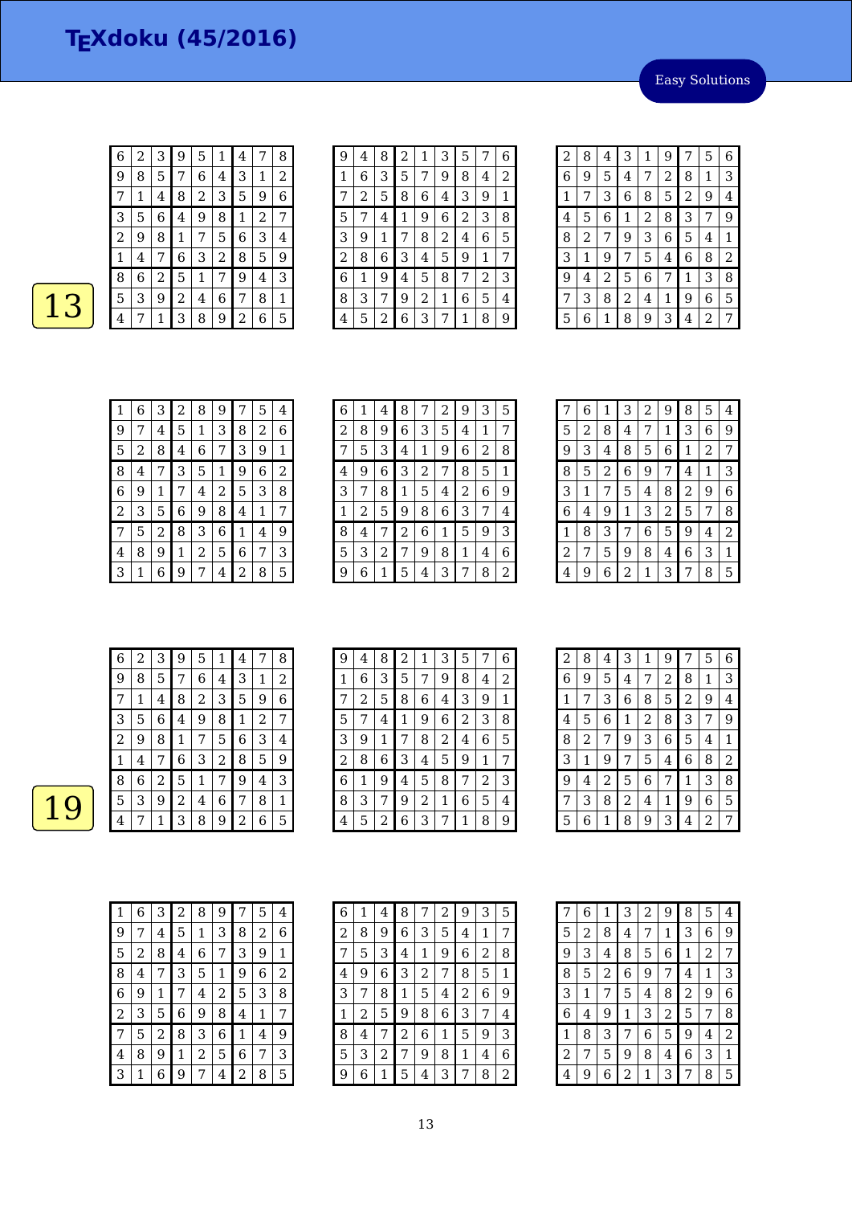# TEXdoku (45/2016)

Easy Solutions

## 13

| | | | | | | | | |
|---|---|---|---|---|---|---|---|---|
| 6 | 2 | 3 | 9 | 5 | 1 | 4 | 7 | 8 |
| 9 | 8 | 5 | 7 | 6 | 4 | 3 | 1 | 2 |
| 7 | 1 | 4 | 8 | 2 | 3 | 5 | 9 | 6 |
| 3 | 5 | 6 | 4 | 9 | 8 | 1 | 2 | 7 |
| 2 | 9 | 8 | 1 | 7 | 5 | 6 | 3 | 4 |
| 1 | 4 | 7 | 6 | 3 | 2 | 8 | 5 | 9 |
| 8 | 6 | 2 | 5 | 1 | 7 | 9 | 4 | 3 |
| 5 | 3 | 9 | 2 | 4 | 6 | 7 | 8 | 1 |
| 4 | 7 | 1 | 3 | 8 | 9 | 2 | 6 | 5 |

| | | | | | | | | |
|---|---|---|---|---|---|---|---|---|
| 9 | 4 | 8 | 2 | 1 | 3 | 5 | 7 | 6 |
| 1 | 6 | 3 | 5 | 7 | 9 | 8 | 4 | 2 |
| 7 | 2 | 5 | 8 | 6 | 4 | 3 | 9 | 1 |
| 5 | 7 | 4 | 1 | 9 | 6 | 2 | 3 | 8 |
| 3 | 9 | 1 | 7 | 8 | 2 | 4 | 6 | 5 |
| 2 | 8 | 6 | 3 | 4 | 5 | 9 | 1 | 7 |
| 6 | 1 | 9 | 4 | 5 | 8 | 7 | 2 | 3 |
| 8 | 3 | 7 | 9 | 2 | 1 | 6 | 5 | 4 |
| 4 | 5 | 2 | 6 | 3 | 7 | 1 | 8 | 9 |

| | | | | | | | | |
|---|---|---|---|---|---|---|---|---|
| 2 | 8 | 4 | 3 | 1 | 9 | 7 | 5 | 6 |
| 6 | 9 | 5 | 4 | 7 | 2 | 8 | 1 | 3 |
| 1 | 7 | 3 | 6 | 8 | 5 | 2 | 9 | 4 |
| 4 | 5 | 6 | 1 | 2 | 8 | 3 | 7 | 9 |
| 8 | 2 | 7 | 9 | 3 | 6 | 5 | 4 | 1 |
| 3 | 1 | 9 | 7 | 5 | 4 | 6 | 8 | 2 |
| 9 | 4 | 2 | 5 | 6 | 7 | 1 | 3 | 8 |
| 7 | 3 | 8 | 2 | 4 | 1 | 9 | 6 | 5 |
| 5 | 6 | 1 | 8 | 9 | 3 | 4 | 2 | 7 |

| | | | | | | | | |
|---|---|---|---|---|---|---|---|---|
| 1 | 6 | 3 | 2 | 8 | 9 | 7 | 5 | 4 |
| 9 | 7 | 4 | 5 | 1 | 3 | 8 | 2 | 6 |
| 5 | 2 | 8 | 4 | 6 | 7 | 3 | 9 | 1 |
| 8 | 4 | 7 | 3 | 5 | 1 | 9 | 6 | 2 |
| 6 | 9 | 1 | 7 | 4 | 2 | 5 | 3 | 8 |
| 2 | 3 | 5 | 6 | 9 | 8 | 4 | 1 | 7 |
| 7 | 5 | 2 | 8 | 3 | 6 | 1 | 4 | 9 |
| 4 | 8 | 9 | 1 | 2 | 5 | 6 | 7 | 3 |
| 3 | 1 | 6 | 9 | 7 | 4 | 2 | 8 | 5 |

| | | | | | | | | |
|---|---|---|---|---|---|---|---|---|
| 6 | 1 | 4 | 8 | 7 | 2 | 9 | 3 | 5 |
| 2 | 8 | 9 | 6 | 3 | 5 | 4 | 1 | 7 |
| 7 | 5 | 3 | 4 | 1 | 9 | 6 | 2 | 8 |
| 4 | 9 | 6 | 3 | 2 | 7 | 8 | 5 | 1 |
| 3 | 7 | 8 | 1 | 5 | 4 | 2 | 6 | 9 |
| 1 | 2 | 5 | 9 | 8 | 6 | 3 | 7 | 4 |
| 8 | 4 | 7 | 2 | 6 | 1 | 5 | 9 | 3 |
| 5 | 3 | 2 | 7 | 9 | 8 | 1 | 4 | 6 |
| 9 | 6 | 1 | 5 | 4 | 3 | 7 | 8 | 2 |

| | | | | | | | | |
|---|---|---|---|---|---|---|---|---|
| 7 | 6 | 1 | 3 | 2 | 9 | 8 | 5 | 4 |
| 5 | 2 | 8 | 4 | 7 | 1 | 3 | 6 | 9 |
| 9 | 3 | 4 | 8 | 5 | 6 | 1 | 2 | 7 |
| 8 | 5 | 2 | 6 | 9 | 7 | 4 | 1 | 3 |
| 3 | 1 | 7 | 5 | 4 | 8 | 2 | 9 | 6 |
| 6 | 4 | 9 | 1 | 3 | 2 | 5 | 7 | 8 |
| 1 | 8 | 3 | 7 | 6 | 5 | 9 | 4 | 2 |
| 2 | 7 | 5 | 9 | 8 | 4 | 6 | 3 | 1 |
| 4 | 9 | 6 | 2 | 1 | 3 | 7 | 8 | 5 |

## 19

| | | | | | | | | |
|---|---|---|---|---|---|---|---|---|
| 6 | 2 | 3 | 9 | 5 | 1 | 4 | 7 | 8 |
| 9 | 8 | 5 | 7 | 6 | 4 | 3 | 1 | 2 |
| 7 | 1 | 4 | 8 | 2 | 3 | 5 | 9 | 6 |
| 3 | 5 | 6 | 4 | 9 | 8 | 1 | 2 | 7 |
| 2 | 9 | 8 | 1 | 7 | 5 | 6 | 3 | 4 |
| 1 | 4 | 7 | 6 | 3 | 2 | 8 | 5 | 9 |
| 8 | 6 | 2 | 5 | 1 | 7 | 9 | 4 | 3 |
| 5 | 3 | 9 | 2 | 4 | 6 | 7 | 8 | 1 |
| 4 | 7 | 1 | 3 | 8 | 9 | 2 | 6 | 5 |

| | | | | | | | | |
|---|---|---|---|---|---|---|---|---|
| 9 | 4 | 8 | 2 | 1 | 3 | 5 | 7 | 6 |
| 1 | 6 | 3 | 5 | 7 | 9 | 8 | 4 | 2 |
| 7 | 2 | 5 | 8 | 6 | 4 | 3 | 9 | 1 |
| 5 | 7 | 4 | 1 | 9 | 6 | 2 | 3 | 8 |
| 3 | 9 | 1 | 7 | 8 | 2 | 4 | 6 | 5 |
| 2 | 8 | 6 | 3 | 4 | 5 | 9 | 1 | 7 |
| 6 | 1 | 9 | 4 | 5 | 8 | 7 | 2 | 3 |
| 8 | 3 | 7 | 9 | 2 | 1 | 6 | 5 | 4 |
| 4 | 5 | 2 | 6 | 3 | 7 | 1 | 8 | 9 |

| | | | | | | | | |
|---|---|---|---|---|---|---|---|---|
| 2 | 8 | 4 | 3 | 1 | 9 | 7 | 5 | 6 |
| 6 | 9 | 5 | 4 | 7 | 2 | 8 | 1 | 3 |
| 1 | 7 | 3 | 6 | 8 | 5 | 2 | 9 | 4 |
| 4 | 5 | 6 | 1 | 2 | 8 | 3 | 7 | 9 |
| 8 | 2 | 7 | 9 | 3 | 6 | 5 | 4 | 1 |
| 3 | 1 | 9 | 7 | 5 | 4 | 6 | 8 | 2 |
| 9 | 4 | 2 | 5 | 6 | 7 | 1 | 3 | 8 |
| 7 | 3 | 8 | 2 | 4 | 1 | 9 | 6 | 5 |
| 5 | 6 | 1 | 8 | 9 | 3 | 4 | 2 | 7 |

| | | | | | | | | |
|---|---|---|---|---|---|---|---|---|
| 1 | 6 | 3 | 2 | 8 | 9 | 7 | 5 | 4 |
| 9 | 7 | 4 | 5 | 1 | 3 | 8 | 2 | 6 |
| 5 | 2 | 8 | 4 | 6 | 7 | 3 | 9 | 1 |
| 8 | 4 | 7 | 3 | 5 | 1 | 9 | 6 | 2 |
| 6 | 9 | 1 | 7 | 4 | 2 | 5 | 3 | 8 |
| 2 | 3 | 5 | 6 | 9 | 8 | 4 | 1 | 7 |
| 7 | 5 | 2 | 8 | 3 | 6 | 1 | 4 | 9 |
| 4 | 8 | 9 | 1 | 2 | 5 | 6 | 7 | 3 |
| 3 | 1 | 6 | 9 | 7 | 4 | 2 | 8 | 5 |

| | | | | | | | | |
|---|---|---|---|---|---|---|---|---|
| 6 | 1 | 4 | 8 | 7 | 2 | 9 | 3 | 5 |
| 2 | 8 | 9 | 6 | 3 | 5 | 4 | 1 | 7 |
| 7 | 5 | 3 | 4 | 1 | 9 | 6 | 2 | 8 |
| 4 | 9 | 6 | 3 | 2 | 7 | 8 | 5 | 1 |
| 3 | 7 | 8 | 1 | 5 | 4 | 2 | 6 | 9 |
| 1 | 2 | 5 | 9 | 8 | 6 | 3 | 7 | 4 |
| 8 | 4 | 7 | 2 | 6 | 1 | 5 | 9 | 3 |
| 5 | 3 | 2 | 7 | 9 | 8 | 1 | 4 | 6 |
| 9 | 6 | 1 | 5 | 4 | 3 | 7 | 8 | 2 |

| | | | | | | | | |
|---|---|---|---|---|---|---|---|---|
| 7 | 6 | 1 | 3 | 2 | 9 | 8 | 5 | 4 |
| 5 | 2 | 8 | 4 | 7 | 1 | 3 | 6 | 9 |
| 9 | 3 | 4 | 8 | 5 | 6 | 1 | 2 | 7 |
| 8 | 5 | 2 | 6 | 9 | 7 | 4 | 1 | 3 |
| 3 | 1 | 7 | 5 | 4 | 8 | 2 | 9 | 6 |
| 6 | 4 | 9 | 1 | 3 | 2 | 5 | 7 | 8 |
| 1 | 8 | 3 | 7 | 6 | 5 | 9 | 4 | 2 |
| 2 | 7 | 5 | 9 | 8 | 4 | 6 | 3 | 1 |
| 4 | 9 | 6 | 2 | 1 | 3 | 7 | 8 | 5 |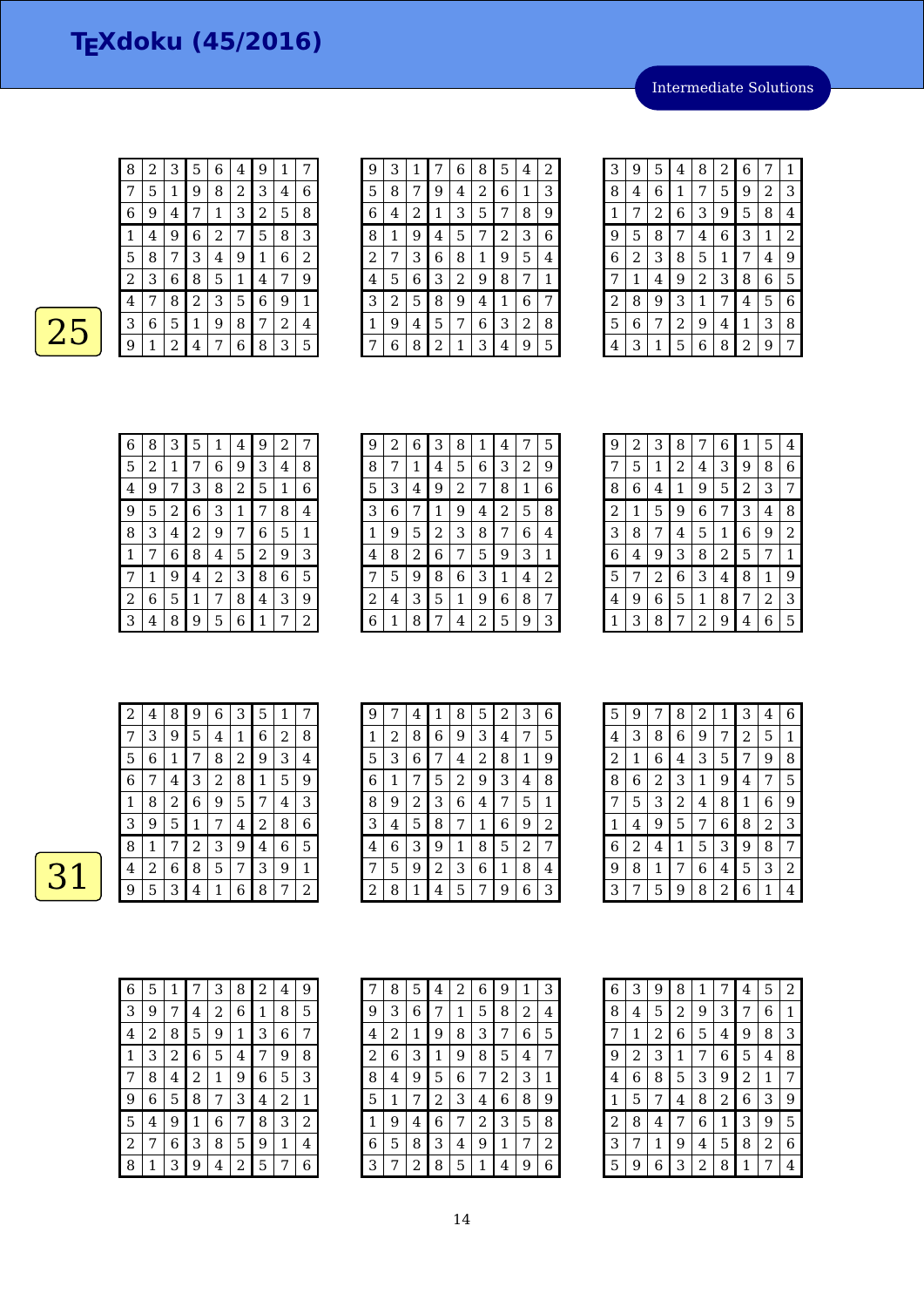# TEXdoku (45/2016)

Intermediate Solutions

25

| | | | | | | | | |
|---|---|---|---|---|---|---|---|---|
| 8 | 2 | 3 | 5 | 6 | 4 | 9 | 1 | 7 |
| 7 | 5 | 1 | 9 | 8 | 2 | 3 | 4 | 6 |
| 6 | 9 | 4 | 7 | 1 | 3 | 2 | 5 | 8 |
| 1 | 4 | 9 | 6 | 2 | 7 | 5 | 8 | 3 |
| 5 | 8 | 7 | 3 | 4 | 9 | 1 | 6 | 2 |
| 2 | 3 | 6 | 8 | 5 | 1 | 4 | 7 | 9 |
| 4 | 7 | 8 | 2 | 3 | 5 | 6 | 9 | 1 |
| 3 | 6 | 5 | 1 | 9 | 8 | 7 | 2 | 4 |
| 9 | 1 | 2 | 4 | 7 | 6 | 8 | 3 | 5 |

| | | | | | | | | |
|---|---|---|---|---|---|---|---|---|
| 9 | 3 | 1 | 7 | 6 | 8 | 5 | 4 | 2 |
| 5 | 8 | 7 | 9 | 4 | 2 | 6 | 1 | 3 |
| 6 | 4 | 2 | 1 | 3 | 5 | 7 | 8 | 9 |
| 8 | 1 | 9 | 4 | 5 | 7 | 2 | 3 | 6 |
| 2 | 7 | 3 | 6 | 8 | 1 | 9 | 5 | 4 |
| 4 | 5 | 6 | 3 | 2 | 9 | 8 | 7 | 1 |
| 3 | 2 | 5 | 8 | 9 | 4 | 1 | 6 | 7 |
| 1 | 9 | 4 | 5 | 7 | 6 | 3 | 2 | 8 |
| 7 | 6 | 8 | 2 | 1 | 3 | 4 | 9 | 5 |

| | | | | | | | | |
|---|---|---|---|---|---|---|---|---|
| 3 | 9 | 5 | 4 | 8 | 2 | 6 | 7 | 1 |
| 8 | 4 | 6 | 1 | 7 | 5 | 9 | 2 | 3 |
| 1 | 7 | 2 | 6 | 3 | 9 | 5 | 8 | 4 |
| 9 | 5 | 8 | 7 | 4 | 6 | 3 | 1 | 2 |
| 6 | 2 | 3 | 8 | 5 | 1 | 7 | 4 | 9 |
| 7 | 1 | 4 | 9 | 2 | 3 | 8 | 6 | 5 |
| 2 | 8 | 9 | 3 | 1 | 7 | 4 | 5 | 6 |
| 5 | 6 | 7 | 2 | 9 | 4 | 1 | 3 | 8 |
| 4 | 3 | 1 | 5 | 6 | 8 | 2 | 9 | 7 |

| | | | | | | | | |
|---|---|---|---|---|---|---|---|---|
| 6 | 8 | 3 | 5 | 1 | 4 | 9 | 2 | 7 |
| 5 | 2 | 1 | 7 | 6 | 9 | 3 | 4 | 8 |
| 4 | 9 | 7 | 3 | 8 | 2 | 5 | 1 | 6 |
| 9 | 5 | 2 | 6 | 3 | 1 | 7 | 8 | 4 |
| 8 | 3 | 4 | 2 | 9 | 7 | 6 | 5 | 1 |
| 1 | 7 | 6 | 8 | 4 | 5 | 2 | 9 | 3 |
| 7 | 1 | 9 | 4 | 2 | 3 | 8 | 6 | 5 |
| 2 | 6 | 5 | 1 | 7 | 8 | 4 | 3 | 9 |
| 3 | 4 | 8 | 9 | 5 | 6 | 1 | 7 | 2 |

| | | | | | | | | |
|---|---|---|---|---|---|---|---|---|
| 9 | 2 | 6 | 3 | 8 | 1 | 4 | 7 | 5 |
| 8 | 7 | 1 | 4 | 5 | 6 | 3 | 2 | 9 |
| 5 | 3 | 4 | 9 | 2 | 7 | 8 | 1 | 6 |
| 3 | 6 | 7 | 1 | 9 | 4 | 2 | 5 | 8 |
| 1 | 9 | 5 | 2 | 3 | 8 | 7 | 6 | 4 |
| 4 | 8 | 2 | 6 | 7 | 5 | 9 | 3 | 1 |
| 7 | 5 | 9 | 8 | 6 | 3 | 1 | 4 | 2 |
| 2 | 4 | 3 | 5 | 1 | 9 | 6 | 8 | 7 |
| 6 | 1 | 8 | 7 | 4 | 2 | 5 | 9 | 3 |

| | | | | | | | | |
|---|---|---|---|---|---|---|---|---|
| 9 | 2 | 3 | 8 | 7 | 6 | 1 | 5 | 4 |
| 7 | 5 | 1 | 2 | 4 | 3 | 9 | 8 | 6 |
| 8 | 6 | 4 | 1 | 9 | 5 | 2 | 3 | 7 |
| 2 | 1 | 5 | 9 | 6 | 7 | 3 | 4 | 8 |
| 3 | 8 | 7 | 4 | 5 | 1 | 6 | 9 | 2 |
| 6 | 4 | 9 | 3 | 8 | 2 | 5 | 7 | 1 |
| 5 | 7 | 2 | 6 | 3 | 4 | 8 | 1 | 9 |
| 4 | 9 | 6 | 5 | 1 | 8 | 7 | 2 | 3 |
| 1 | 3 | 8 | 7 | 2 | 9 | 4 | 6 | 5 |

31

| | | | | | | | | |
|---|---|---|---|---|---|---|---|---|
| 2 | 4 | 8 | 9 | 6 | 3 | 5 | 1 | 7 |
| 7 | 3 | 9 | 5 | 4 | 1 | 6 | 2 | 8 |
| 5 | 6 | 1 | 7 | 8 | 2 | 9 | 3 | 4 |
| 6 | 7 | 4 | 3 | 2 | 8 | 1 | 5 | 9 |
| 1 | 8 | 2 | 6 | 9 | 5 | 7 | 4 | 3 |
| 3 | 9 | 5 | 1 | 7 | 4 | 2 | 8 | 6 |
| 8 | 1 | 7 | 2 | 3 | 9 | 4 | 6 | 5 |
| 4 | 2 | 6 | 8 | 5 | 7 | 3 | 9 | 1 |
| 9 | 5 | 3 | 4 | 1 | 6 | 8 | 7 | 2 |

| | | | | | | | | |
|---|---|---|---|---|---|---|---|---|
| 9 | 7 | 4 | 1 | 8 | 5 | 2 | 3 | 6 |
| 1 | 2 | 8 | 6 | 9 | 3 | 4 | 7 | 5 |
| 5 | 3 | 6 | 7 | 4 | 2 | 8 | 1 | 9 |
| 6 | 1 | 7 | 5 | 2 | 9 | 3 | 4 | 8 |
| 8 | 9 | 2 | 3 | 6 | 4 | 7 | 5 | 1 |
| 3 | 4 | 5 | 8 | 7 | 1 | 6 | 9 | 2 |
| 4 | 6 | 3 | 9 | 1 | 8 | 5 | 2 | 7 |
| 7 | 5 | 9 | 2 | 3 | 6 | 1 | 8 | 4 |
| 2 | 8 | 1 | 4 | 5 | 7 | 9 | 6 | 3 |

| | | | | | | | | |
|---|---|---|---|---|---|---|---|---|
| 5 | 9 | 7 | 8 | 2 | 1 | 3 | 4 | 6 |
| 4 | 3 | 8 | 6 | 9 | 7 | 2 | 5 | 1 |
| 2 | 1 | 6 | 4 | 3 | 5 | 7 | 9 | 8 |
| 8 | 6 | 2 | 3 | 1 | 9 | 4 | 7 | 5 |
| 7 | 5 | 3 | 2 | 4 | 8 | 1 | 6 | 9 |
| 1 | 4 | 9 | 5 | 7 | 6 | 8 | 2 | 3 |
| 6 | 2 | 4 | 1 | 5 | 3 | 9 | 8 | 7 |
| 9 | 8 | 1 | 7 | 6 | 4 | 5 | 3 | 2 |
| 3 | 7 | 5 | 9 | 8 | 2 | 6 | 1 | 4 |

| | | | | | | | | |
|---|---|---|---|---|---|---|---|---|
| 6 | 5 | 1 | 7 | 3 | 8 | 2 | 4 | 9 |
| 3 | 9 | 7 | 4 | 2 | 6 | 1 | 8 | 5 |
| 4 | 2 | 8 | 5 | 9 | 1 | 3 | 6 | 7 |
| 1 | 3 | 2 | 6 | 5 | 4 | 7 | 9 | 8 |
| 7 | 8 | 4 | 2 | 1 | 9 | 6 | 5 | 3 |
| 9 | 6 | 5 | 8 | 7 | 3 | 4 | 2 | 1 |
| 5 | 4 | 9 | 1 | 6 | 7 | 8 | 3 | 2 |
| 2 | 7 | 6 | 3 | 8 | 5 | 9 | 1 | 4 |
| 8 | 1 | 3 | 9 | 4 | 2 | 5 | 7 | 6 |

| | | | | | | | | |
|---|---|---|---|---|---|---|---|---|
| 7 | 8 | 5 | 4 | 2 | 6 | 9 | 1 | 3 |
| 9 | 3 | 6 | 7 | 1 | 5 | 8 | 2 | 4 |
| 4 | 2 | 1 | 9 | 8 | 3 | 7 | 6 | 5 |
| 2 | 6 | 3 | 1 | 9 | 8 | 5 | 4 | 7 |
| 8 | 4 | 9 | 5 | 6 | 7 | 2 | 3 | 1 |
| 5 | 1 | 7 | 2 | 3 | 4 | 6 | 8 | 9 |
| 1 | 9 | 4 | 6 | 7 | 2 | 3 | 5 | 8 |
| 6 | 5 | 8 | 3 | 4 | 9 | 1 | 7 | 2 |
| 3 | 7 | 2 | 8 | 5 | 1 | 4 | 9 | 6 |

| | | | | | | | | |
|---|---|---|---|---|---|---|---|---|
| 6 | 3 | 9 | 8 | 1 | 7 | 4 | 5 | 2 |
| 8 | 4 | 5 | 2 | 9 | 3 | 7 | 6 | 1 |
| 7 | 1 | 2 | 6 | 5 | 4 | 9 | 8 | 3 |
| 9 | 2 | 3 | 1 | 7 | 6 | 5 | 4 | 8 |
| 4 | 6 | 8 | 5 | 3 | 9 | 2 | 1 | 7 |
| 1 | 5 | 7 | 4 | 8 | 2 | 6 | 3 | 9 |
| 2 | 8 | 4 | 7 | 6 | 1 | 3 | 9 | 5 |
| 3 | 7 | 1 | 9 | 4 | 5 | 8 | 2 | 6 |
| 5 | 9 | 6 | 3 | 2 | 8 | 1 | 7 | 4 |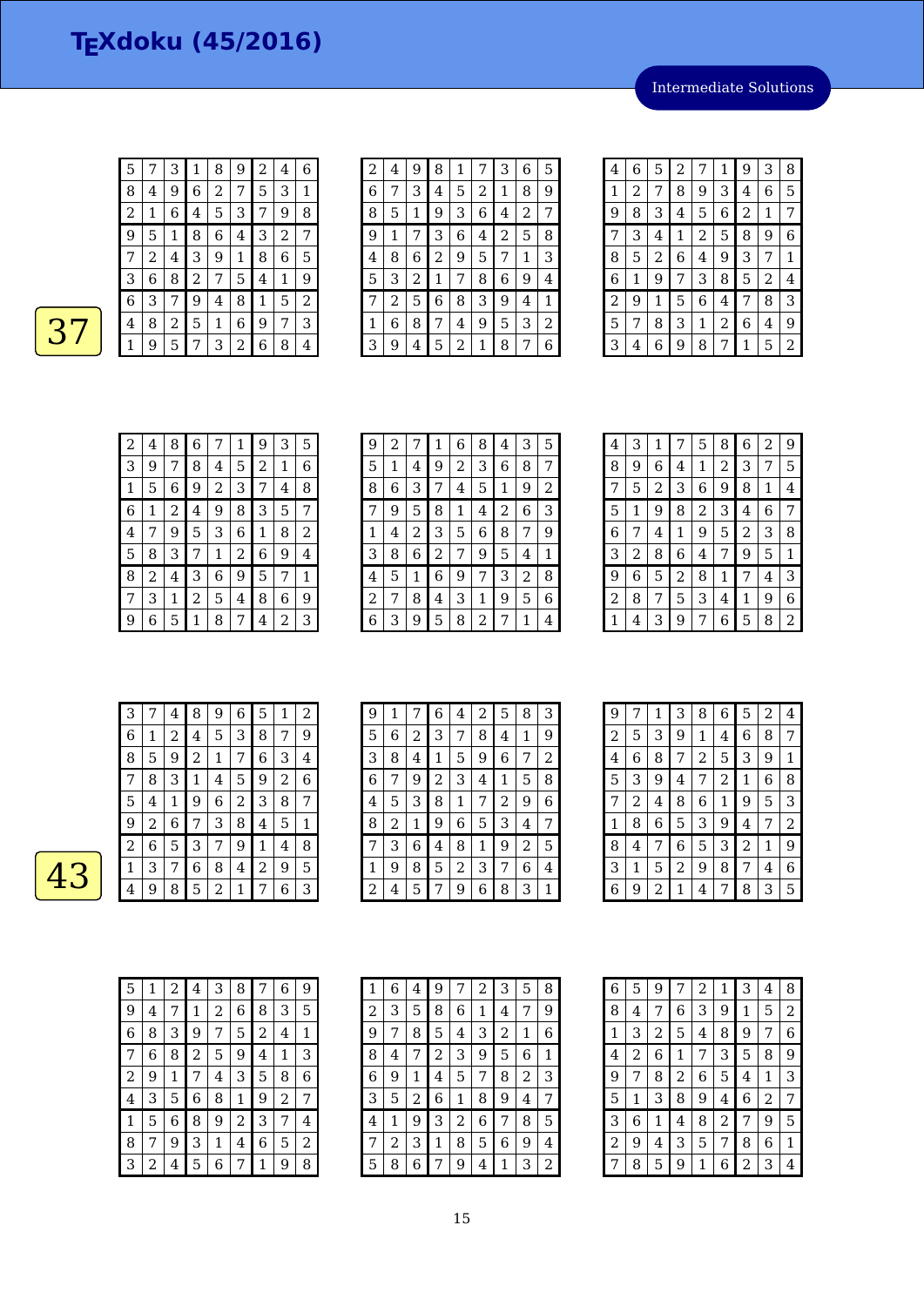# TEXdoku (45/2016)

Intermediate Solutions

37

| | | | | | | | | |
|---|---|---|---|---|---|---|---|---|
| 5 | 7 | 3 | 1 | 8 | 9 | 2 | 4 | 6 |
| 8 | 4 | 9 | 6 | 2 | 7 | 5 | 3 | 1 |
| 2 | 1 | 6 | 4 | 5 | 3 | 7 | 9 | 8 |
| 9 | 5 | 1 | 8 | 6 | 4 | 3 | 2 | 7 |
| 7 | 2 | 4 | 3 | 9 | 1 | 8 | 6 | 5 |
| 3 | 6 | 8 | 2 | 7 | 5 | 4 | 1 | 9 |
| 6 | 3 | 7 | 9 | 4 | 8 | 1 | 5 | 2 |
| 4 | 8 | 2 | 5 | 1 | 6 | 9 | 7 | 3 |
| 1 | 9 | 5 | 7 | 3 | 2 | 6 | 8 | 4 |

| | | | | | | | | |
|---|---|---|---|---|---|---|---|---|
| 2 | 4 | 9 | 8 | 1 | 7 | 3 | 6 | 5 |
| 6 | 7 | 3 | 4 | 5 | 2 | 1 | 8 | 9 |
| 8 | 5 | 1 | 9 | 3 | 6 | 4 | 2 | 7 |
| 9 | 1 | 7 | 3 | 6 | 4 | 2 | 5 | 8 |
| 4 | 8 | 6 | 2 | 9 | 5 | 7 | 1 | 3 |
| 5 | 3 | 2 | 1 | 7 | 8 | 6 | 9 | 4 |
| 7 | 2 | 5 | 6 | 8 | 3 | 9 | 4 | 1 |
| 1 | 6 | 8 | 7 | 4 | 9 | 5 | 3 | 2 |
| 3 | 9 | 4 | 5 | 2 | 1 | 8 | 7 | 6 |

| | | | | | | | | |
|---|---|---|---|---|---|---|---|---|
| 4 | 6 | 5 | 2 | 7 | 1 | 9 | 3 | 8 |
| 1 | 2 | 7 | 8 | 9 | 3 | 4 | 6 | 5 |
| 9 | 8 | 3 | 4 | 5 | 6 | 2 | 1 | 7 |
| 7 | 3 | 4 | 1 | 2 | 5 | 8 | 9 | 6 |
| 8 | 5 | 2 | 6 | 4 | 9 | 3 | 7 | 1 |
| 6 | 1 | 9 | 7 | 3 | 8 | 5 | 2 | 4 |
| 2 | 9 | 1 | 5 | 6 | 4 | 7 | 8 | 3 |
| 5 | 7 | 8 | 3 | 1 | 2 | 6 | 4 | 9 |
| 3 | 4 | 6 | 9 | 8 | 7 | 1 | 5 | 2 |

| | | | | | | | | |
|---|---|---|---|---|---|---|---|---|
| 2 | 4 | 8 | 6 | 7 | 1 | 9 | 3 | 5 |
| 3 | 9 | 7 | 8 | 4 | 5 | 2 | 1 | 6 |
| 1 | 5 | 6 | 9 | 2 | 3 | 7 | 4 | 8 |
| 6 | 1 | 2 | 4 | 9 | 8 | 3 | 5 | 7 |
| 4 | 7 | 9 | 5 | 3 | 6 | 1 | 8 | 2 |
| 5 | 8 | 3 | 7 | 1 | 2 | 6 | 9 | 4 |
| 8 | 2 | 4 | 3 | 6 | 9 | 5 | 7 | 1 |
| 7 | 3 | 1 | 2 | 5 | 4 | 8 | 6 | 9 |
| 9 | 6 | 5 | 1 | 8 | 7 | 4 | 2 | 3 |

| | | | | | | | | |
|---|---|---|---|---|---|---|---|---|
| 9 | 2 | 7 | 1 | 6 | 8 | 4 | 3 | 5 |
| 5 | 1 | 4 | 9 | 2 | 3 | 6 | 8 | 7 |
| 8 | 6 | 3 | 7 | 4 | 5 | 1 | 9 | 2 |
| 7 | 9 | 5 | 8 | 1 | 4 | 2 | 6 | 3 |
| 1 | 4 | 2 | 3 | 5 | 6 | 8 | 7 | 9 |
| 3 | 8 | 6 | 2 | 7 | 9 | 5 | 4 | 1 |
| 4 | 5 | 1 | 6 | 9 | 7 | 3 | 2 | 8 |
| 2 | 7 | 8 | 4 | 3 | 1 | 9 | 5 | 6 |
| 6 | 3 | 9 | 5 | 8 | 2 | 7 | 1 | 4 |

| | | | | | | | | |
|---|---|---|---|---|---|---|---|---|
| 4 | 3 | 1 | 7 | 5 | 8 | 6 | 2 | 9 |
| 8 | 9 | 6 | 4 | 1 | 2 | 3 | 7 | 5 |
| 7 | 5 | 2 | 3 | 6 | 9 | 8 | 1 | 4 |
| 5 | 1 | 9 | 8 | 2 | 3 | 4 | 6 | 7 |
| 6 | 7 | 4 | 1 | 9 | 5 | 2 | 3 | 8 |
| 3 | 2 | 8 | 6 | 4 | 7 | 9 | 5 | 1 |
| 9 | 6 | 5 | 2 | 8 | 1 | 7 | 4 | 3 |
| 2 | 8 | 7 | 5 | 3 | 4 | 1 | 9 | 6 |
| 1 | 4 | 3 | 9 | 7 | 6 | 5 | 8 | 2 |

43

| | | | | | | | | |
|---|---|---|---|---|---|---|---|---|
| 3 | 7 | 4 | 8 | 9 | 6 | 5 | 1 | 2 |
| 6 | 1 | 2 | 4 | 5 | 3 | 8 | 7 | 9 |
| 8 | 5 | 9 | 2 | 1 | 7 | 6 | 3 | 4 |
| 7 | 8 | 3 | 1 | 4 | 5 | 9 | 2 | 6 |
| 5 | 4 | 1 | 9 | 6 | 2 | 3 | 8 | 7 |
| 9 | 2 | 6 | 7 | 3 | 8 | 4 | 5 | 1 |
| 2 | 6 | 5 | 3 | 7 | 9 | 1 | 4 | 8 |
| 1 | 3 | 7 | 6 | 8 | 4 | 2 | 9 | 5 |
| 4 | 9 | 8 | 5 | 2 | 1 | 7 | 6 | 3 |

| | | | | | | | | |
|---|---|---|---|---|---|---|---|---|
| 9 | 1 | 7 | 6 | 4 | 2 | 5 | 8 | 3 |
| 5 | 6 | 2 | 3 | 7 | 8 | 4 | 1 | 9 |
| 3 | 8 | 4 | 1 | 5 | 9 | 6 | 7 | 2 |
| 6 | 7 | 9 | 2 | 3 | 4 | 1 | 5 | 8 |
| 4 | 5 | 3 | 8 | 1 | 7 | 2 | 9 | 6 |
| 8 | 2 | 1 | 9 | 6 | 5 | 3 | 4 | 7 |
| 7 | 3 | 6 | 4 | 8 | 1 | 9 | 2 | 5 |
| 1 | 9 | 8 | 5 | 2 | 3 | 7 | 6 | 4 |
| 2 | 4 | 5 | 7 | 9 | 6 | 8 | 3 | 1 |

| | | | | | | | | |
|---|---|---|---|---|---|---|---|---|
| 9 | 7 | 1 | 3 | 8 | 6 | 5 | 2 | 4 |
| 2 | 5 | 3 | 9 | 1 | 4 | 6 | 8 | 7 |
| 4 | 6 | 8 | 7 | 2 | 5 | 3 | 9 | 1 |
| 5 | 3 | 9 | 4 | 7 | 2 | 1 | 6 | 8 |
| 7 | 2 | 4 | 8 | 6 | 1 | 9 | 5 | 3 |
| 1 | 8 | 6 | 5 | 3 | 9 | 4 | 7 | 2 |
| 8 | 4 | 7 | 6 | 5 | 3 | 2 | 1 | 9 |
| 3 | 1 | 5 | 2 | 9 | 8 | 7 | 4 | 6 |
| 6 | 9 | 2 | 1 | 4 | 7 | 8 | 3 | 5 |

| | | | | | | | | |
|---|---|---|---|---|---|---|---|---|
| 5 | 1 | 2 | 4 | 3 | 8 | 7 | 6 | 9 |
| 9 | 4 | 7 | 1 | 2 | 6 | 8 | 3 | 5 |
| 6 | 8 | 3 | 9 | 7 | 5 | 2 | 4 | 1 |
| 7 | 6 | 8 | 2 | 5 | 9 | 4 | 1 | 3 |
| 2 | 9 | 1 | 7 | 4 | 3 | 5 | 8 | 6 |
| 4 | 3 | 5 | 6 | 8 | 1 | 9 | 2 | 7 |
| 1 | 5 | 6 | 8 | 9 | 2 | 3 | 7 | 4 |
| 8 | 7 | 9 | 3 | 1 | 4 | 6 | 5 | 2 |
| 3 | 2 | 4 | 5 | 6 | 7 | 1 | 9 | 8 |

| | | | | | | | | |
|---|---|---|---|---|---|---|---|---|
| 1 | 6 | 4 | 9 | 7 | 2 | 3 | 5 | 8 |
| 2 | 3 | 5 | 8 | 6 | 1 | 4 | 7 | 9 |
| 9 | 7 | 8 | 5 | 4 | 3 | 2 | 1 | 6 |
| 8 | 4 | 7 | 2 | 3 | 9 | 5 | 6 | 1 |
| 6 | 9 | 1 | 4 | 5 | 7 | 8 | 2 | 3 |
| 3 | 5 | 2 | 6 | 1 | 8 | 9 | 4 | 7 |
| 4 | 1 | 9 | 3 | 2 | 6 | 7 | 8 | 5 |
| 7 | 2 | 3 | 1 | 8 | 5 | 6 | 9 | 4 |
| 5 | 8 | 6 | 7 | 9 | 4 | 1 | 3 | 2 |

| | | | | | | | | |
|---|---|---|---|---|---|---|---|---|
| 6 | 5 | 9 | 7 | 2 | 1 | 3 | 4 | 8 |
| 8 | 4 | 7 | 6 | 3 | 9 | 1 | 5 | 2 |
| 1 | 3 | 2 | 5 | 4 | 8 | 9 | 7 | 6 |
| 4 | 2 | 6 | 1 | 7 | 3 | 5 | 8 | 9 |
| 9 | 7 | 8 | 2 | 6 | 5 | 4 | 1 | 3 |
| 5 | 1 | 3 | 8 | 9 | 4 | 6 | 2 | 7 |
| 3 | 6 | 1 | 4 | 8 | 2 | 7 | 9 | 5 |
| 2 | 9 | 4 | 3 | 5 | 7 | 8 | 6 | 1 |
| 7 | 8 | 5 | 9 | 1 | 6 | 2 | 3 | 4 |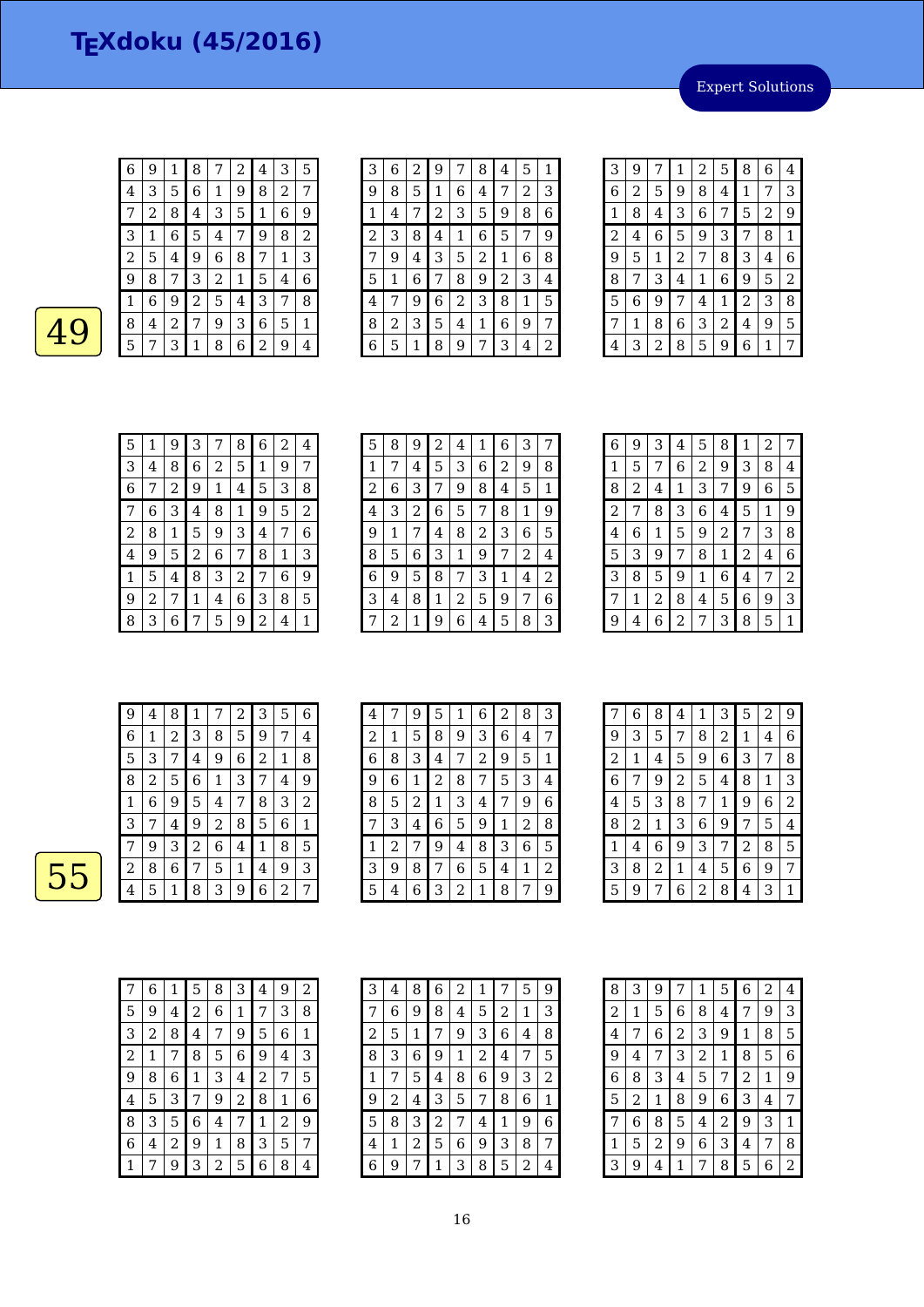# TEXdoku (45/2016)

Expert Solutions

49

| | | | | | | | | |
|---|---|---|---|---|---|---|---|---|
| 6 | 9 | 1 | 8 | 7 | 2 | 4 | 3 | 5 |
| 4 | 3 | 5 | 6 | 1 | 9 | 8 | 2 | 7 |
| 7 | 2 | 8 | 4 | 3 | 5 | 1 | 6 | 9 |
| 3 | 1 | 6 | 5 | 4 | 7 | 9 | 8 | 2 |
| 2 | 5 | 4 | 9 | 6 | 8 | 7 | 1 | 3 |
| 9 | 8 | 7 | 3 | 2 | 1 | 5 | 4 | 6 |
| 1 | 6 | 9 | 2 | 5 | 4 | 3 | 7 | 8 |
| 8 | 4 | 2 | 7 | 9 | 3 | 6 | 5 | 1 |
| 5 | 7 | 3 | 1 | 8 | 6 | 2 | 9 | 4 |

| | | | | | | | | |
|---|---|---|---|---|---|---|---|---|
| 3 | 6 | 2 | 9 | 7 | 8 | 4 | 5 | 1 |
| 9 | 8 | 5 | 1 | 6 | 4 | 7 | 2 | 3 |
| 1 | 4 | 7 | 2 | 3 | 5 | 9 | 8 | 6 |
| 2 | 3 | 8 | 4 | 1 | 6 | 5 | 7 | 9 |
| 7 | 9 | 4 | 3 | 5 | 2 | 1 | 6 | 8 |
| 5 | 1 | 6 | 7 | 8 | 9 | 2 | 3 | 4 |
| 4 | 7 | 9 | 6 | 2 | 3 | 8 | 1 | 5 |
| 8 | 2 | 3 | 5 | 4 | 1 | 6 | 9 | 7 |
| 6 | 5 | 1 | 8 | 9 | 7 | 3 | 4 | 2 |

| | | | | | | | | |
|---|---|---|---|---|---|---|---|---|
| 3 | 9 | 7 | 1 | 2 | 5 | 8 | 6 | 4 |
| 6 | 2 | 5 | 9 | 8 | 4 | 1 | 7 | 3 |
| 1 | 8 | 4 | 3 | 6 | 7 | 5 | 2 | 9 |
| 2 | 4 | 6 | 5 | 9 | 3 | 7 | 8 | 1 |
| 9 | 5 | 1 | 2 | 7 | 8 | 3 | 4 | 6 |
| 8 | 7 | 3 | 4 | 1 | 6 | 9 | 5 | 2 |
| 5 | 6 | 9 | 7 | 4 | 1 | 2 | 3 | 8 |
| 7 | 1 | 8 | 6 | 3 | 2 | 4 | 9 | 5 |
| 4 | 3 | 2 | 8 | 5 | 9 | 6 | 1 | 7 |

| | | | | | | | | |
|---|---|---|---|---|---|---|---|---|
| 5 | 1 | 9 | 3 | 7 | 8 | 6 | 2 | 4 |
| 3 | 4 | 8 | 6 | 2 | 5 | 1 | 9 | 7 |
| 6 | 7 | 2 | 9 | 1 | 4 | 5 | 3 | 8 |
| 7 | 6 | 3 | 4 | 8 | 1 | 9 | 5 | 2 |
| 2 | 8 | 1 | 5 | 9 | 3 | 4 | 7 | 6 |
| 4 | 9 | 5 | 2 | 6 | 7 | 8 | 1 | 3 |
| 1 | 5 | 4 | 8 | 3 | 2 | 7 | 6 | 9 |
| 9 | 2 | 7 | 1 | 4 | 6 | 3 | 8 | 5 |
| 8 | 3 | 6 | 7 | 5 | 9 | 2 | 4 | 1 |

| | | | | | | | | |
|---|---|---|---|---|---|---|---|---|
| 5 | 8 | 9 | 2 | 4 | 1 | 6 | 3 | 7 |
| 1 | 7 | 4 | 5 | 3 | 6 | 2 | 9 | 8 |
| 2 | 6 | 3 | 7 | 9 | 8 | 4 | 5 | 1 |
| 4 | 3 | 2 | 6 | 5 | 7 | 8 | 1 | 9 |
| 9 | 1 | 7 | 4 | 8 | 2 | 3 | 6 | 5 |
| 8 | 5 | 6 | 3 | 1 | 9 | 7 | 2 | 4 |
| 6 | 9 | 5 | 8 | 7 | 3 | 1 | 4 | 2 |
| 3 | 4 | 8 | 1 | 2 | 5 | 9 | 7 | 6 |
| 7 | 2 | 1 | 9 | 6 | 4 | 5 | 8 | 3 |

| | | | | | | | | |
|---|---|---|---|---|---|---|---|---|
| 6 | 9 | 3 | 4 | 5 | 8 | 1 | 2 | 7 |
| 1 | 5 | 7 | 6 | 2 | 9 | 3 | 8 | 4 |
| 8 | 2 | 4 | 1 | 3 | 7 | 9 | 6 | 5 |
| 2 | 7 | 8 | 3 | 6 | 4 | 5 | 1 | 9 |
| 4 | 6 | 1 | 5 | 9 | 2 | 7 | 3 | 8 |
| 5 | 3 | 9 | 7 | 8 | 1 | 2 | 4 | 6 |
| 3 | 8 | 5 | 9 | 1 | 6 | 4 | 7 | 2 |
| 7 | 1 | 2 | 8 | 4 | 5 | 6 | 9 | 3 |
| 9 | 4 | 6 | 2 | 7 | 3 | 8 | 5 | 1 |

55

| | | | | | | | | |
|---|---|---|---|---|---|---|---|---|
| 9 | 4 | 8 | 1 | 7 | 2 | 3 | 5 | 6 |
| 6 | 1 | 2 | 3 | 8 | 5 | 9 | 7 | 4 |
| 5 | 3 | 7 | 4 | 9 | 6 | 2 | 1 | 8 |
| 8 | 2 | 5 | 6 | 1 | 3 | 7 | 4 | 9 |
| 1 | 6 | 9 | 5 | 4 | 7 | 8 | 3 | 2 |
| 3 | 7 | 4 | 9 | 2 | 8 | 5 | 6 | 1 |
| 7 | 9 | 3 | 2 | 6 | 4 | 1 | 8 | 5 |
| 2 | 8 | 6 | 7 | 5 | 1 | 4 | 9 | 3 |
| 4 | 5 | 1 | 8 | 3 | 9 | 6 | 2 | 7 |

| | | | | | | | | |
|---|---|---|---|---|---|---|---|---|
| 4 | 7 | 9 | 5 | 1 | 6 | 2 | 8 | 3 |
| 2 | 1 | 5 | 8 | 9 | 3 | 6 | 4 | 7 |
| 6 | 8 | 3 | 4 | 7 | 2 | 9 | 5 | 1 |
| 9 | 6 | 1 | 2 | 8 | 7 | 5 | 3 | 4 |
| 8 | 5 | 2 | 1 | 3 | 4 | 7 | 9 | 6 |
| 7 | 3 | 4 | 6 | 5 | 9 | 1 | 2 | 8 |
| 1 | 2 | 7 | 9 | 4 | 8 | 3 | 6 | 5 |
| 3 | 9 | 8 | 7 | 6 | 5 | 4 | 1 | 2 |
| 5 | 4 | 6 | 3 | 2 | 1 | 8 | 7 | 9 |

| | | | | | | | | |
|---|---|---|---|---|---|---|---|---|
| 7 | 6 | 8 | 4 | 1 | 3 | 5 | 2 | 9 |
| 9 | 3 | 5 | 7 | 8 | 2 | 1 | 4 | 6 |
| 2 | 1 | 4 | 5 | 9 | 6 | 3 | 7 | 8 |
| 6 | 7 | 9 | 2 | 5 | 4 | 8 | 1 | 3 |
| 4 | 5 | 3 | 8 | 7 | 1 | 9 | 6 | 2 |
| 8 | 2 | 1 | 3 | 6 | 9 | 7 | 5 | 4 |
| 1 | 4 | 6 | 9 | 3 | 7 | 2 | 8 | 5 |
| 3 | 8 | 2 | 1 | 4 | 5 | 6 | 9 | 7 |
| 5 | 9 | 7 | 6 | 2 | 8 | 4 | 3 | 1 |

| | | | | | | | | |
|---|---|---|---|---|---|---|---|---|
| 7 | 6 | 1 | 5 | 8 | 3 | 4 | 9 | 2 |
| 5 | 9 | 4 | 2 | 6 | 1 | 7 | 3 | 8 |
| 3 | 2 | 8 | 4 | 7 | 9 | 5 | 6 | 1 |
| 2 | 1 | 7 | 8 | 5 | 6 | 9 | 4 | 3 |
| 9 | 8 | 6 | 1 | 3 | 4 | 2 | 7 | 5 |
| 4 | 5 | 3 | 7 | 9 | 2 | 8 | 1 | 6 |
| 8 | 3 | 5 | 6 | 4 | 7 | 1 | 2 | 9 |
| 6 | 4 | 2 | 9 | 1 | 8 | 3 | 5 | 7 |
| 1 | 7 | 9 | 3 | 2 | 5 | 6 | 8 | 4 |

| | | | | | | | | |
|---|---|---|---|---|---|---|---|---|
| 3 | 4 | 8 | 6 | 2 | 1 | 7 | 5 | 9 |
| 7 | 6 | 9 | 8 | 4 | 5 | 2 | 1 | 3 |
| 2 | 5 | 1 | 7 | 9 | 3 | 6 | 4 | 8 |
| 8 | 3 | 6 | 9 | 1 | 2 | 4 | 7 | 5 |
| 1 | 7 | 5 | 4 | 8 | 6 | 9 | 3 | 2 |
| 9 | 2 | 4 | 3 | 5 | 7 | 8 | 6 | 1 |
| 5 | 8 | 3 | 2 | 7 | 4 | 1 | 9 | 6 |
| 4 | 1 | 2 | 5 | 6 | 9 | 3 | 8 | 7 |
| 6 | 9 | 7 | 1 | 3 | 8 | 5 | 2 | 4 |

| | | | | | | | | |
|---|---|---|---|---|---|---|---|---|
| 8 | 3 | 9 | 7 | 1 | 5 | 6 | 2 | 4 |
| 2 | 1 | 5 | 6 | 8 | 4 | 7 | 9 | 3 |
| 4 | 7 | 6 | 2 | 3 | 9 | 1 | 8 | 5 |
| 9 | 4 | 7 | 3 | 2 | 1 | 8 | 5 | 6 |
| 6 | 8 | 3 | 4 | 5 | 7 | 2 | 1 | 9 |
| 5 | 2 | 1 | 8 | 9 | 6 | 3 | 4 | 7 |
| 7 | 6 | 8 | 5 | 4 | 2 | 9 | 3 | 1 |
| 1 | 5 | 2 | 9 | 6 | 3 | 4 | 7 | 8 |
| 3 | 9 | 4 | 1 | 7 | 8 | 5 | 6 | 2 |